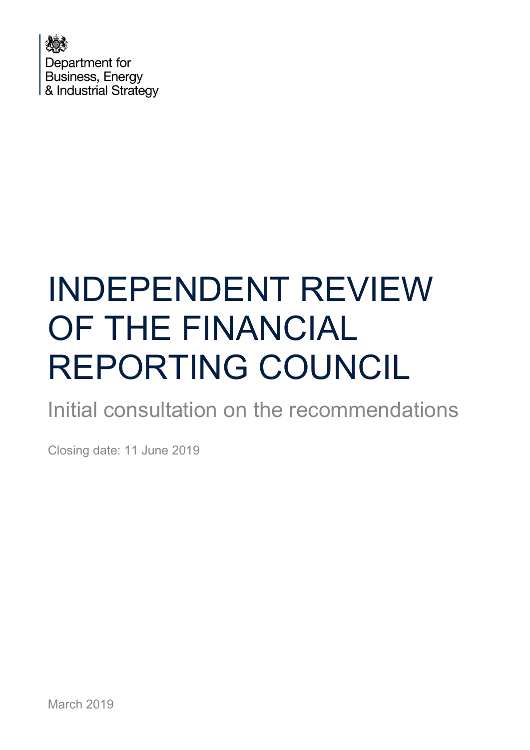Department for
Business, Energy
& Industrial Strategy

# INDEPENDENT REVIEW OF THE FINANCIAL REPORTING COUNCIL

## Initial consultation on the recommendations

Closing date: 11 June 2019

March 2019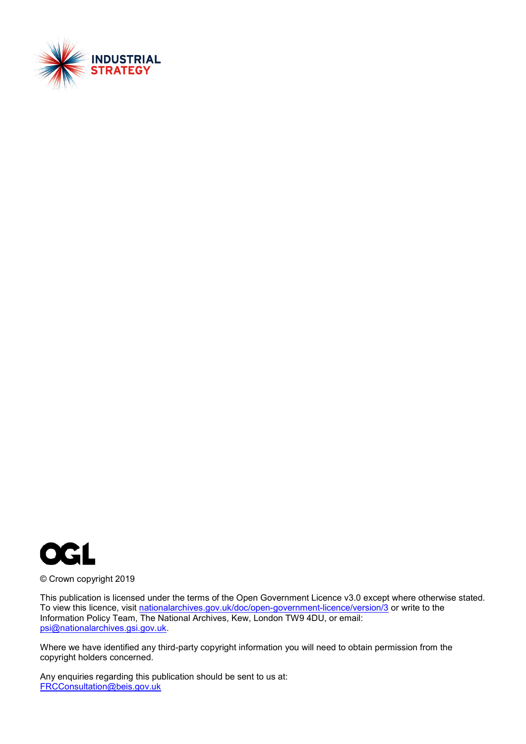INDUSTRIAL STRATEGY

OGL

© Crown copyright 2019

This publication is licensed under the terms of the Open Government Licence v3.0 except where otherwise stated. To view this licence, visit nationalarchives.gov.uk/doc/open-government-licence/version/3 or write to the Information Policy Team, The National Archives, Kew, London TW9 4DU, or email: psi@nationalarchives.gsi.gov.uk.

Where we have identified any third-party copyright information you will need to obtain permission from the copyright holders concerned.

Any enquiries regarding this publication should be sent to us at:
FRCConsultation@beis.gov.uk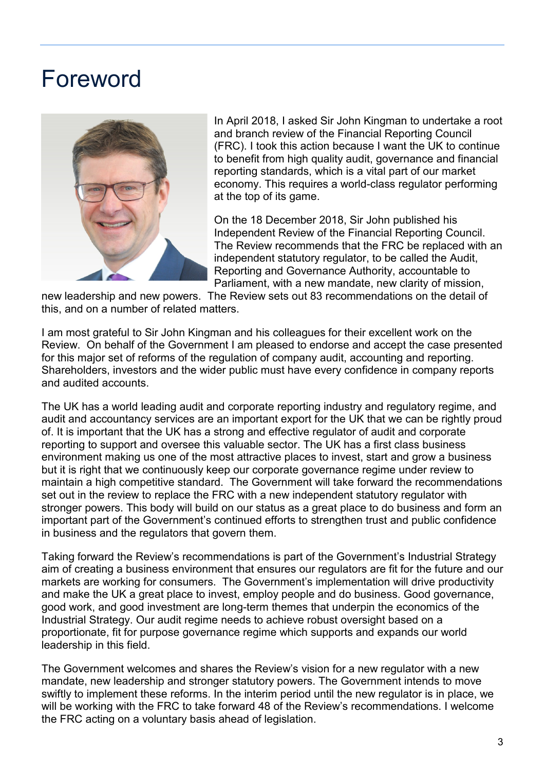# Foreword

In April 2018, I asked Sir John Kingman to undertake a root and branch review of the Financial Reporting Council (FRC). I took this action because I want the UK to continue to benefit from high quality audit, governance and financial reporting standards, which is a vital part of our market economy. This requires a world-class regulator performing at the top of its game.

On the 18 December 2018, Sir John published his Independent Review of the Financial Reporting Council. The Review recommends that the FRC be replaced with an independent statutory regulator, to be called the Audit, Reporting and Governance Authority, accountable to Parliament, with a new mandate, new clarity of mission, new leadership and new powers. The Review sets out 83 recommendations on the detail of this, and on a number of related matters.

I am most grateful to Sir John Kingman and his colleagues for their excellent work on the Review. On behalf of the Government I am pleased to endorse and accept the case presented for this major set of reforms of the regulation of company audit, accounting and reporting. Shareholders, investors and the wider public must have every confidence in company reports and audited accounts.

The UK has a world leading audit and corporate reporting industry and regulatory regime, and audit and accountancy services are an important export for the UK that we can be rightly proud of. It is important that the UK has a strong and effective regulator of audit and corporate reporting to support and oversee this valuable sector. The UK has a first class business environment making us one of the most attractive places to invest, start and grow a business but it is right that we continuously keep our corporate governance regime under review to maintain a high competitive standard. The Government will take forward the recommendations set out in the review to replace the FRC with a new independent statutory regulator with stronger powers. This body will build on our status as a great place to do business and form an important part of the Government's continued efforts to strengthen trust and public confidence in business and the regulators that govern them.

Taking forward the Review's recommendations is part of the Government's Industrial Strategy aim of creating a business environment that ensures our regulators are fit for the future and our markets are working for consumers. The Government's implementation will drive productivity and make the UK a great place to invest, employ people and do business. Good governance, good work, and good investment are long-term themes that underpin the economics of the Industrial Strategy. Our audit regime needs to achieve robust oversight based on a proportionate, fit for purpose governance regime which supports and expands our world leadership in this field.

The Government welcomes and shares the Review's vision for a new regulator with a new mandate, new leadership and stronger statutory powers. The Government intends to move swiftly to implement these reforms. In the interim period until the new regulator is in place, we will be working with the FRC to take forward 48 of the Review's recommendations. I welcome the FRC acting on a voluntary basis ahead of legislation.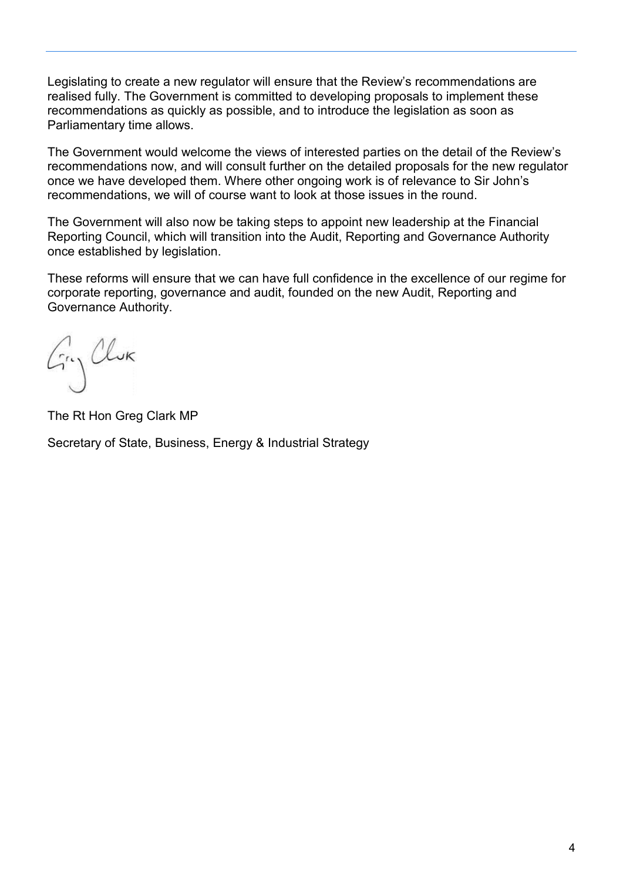Legislating to create a new regulator will ensure that the Review's recommendations are realised fully. The Government is committed to developing proposals to implement these recommendations as quickly as possible, and to introduce the legislation as soon as Parliamentary time allows.

The Government would welcome the views of interested parties on the detail of the Review's recommendations now, and will consult further on the detailed proposals for the new regulator once we have developed them. Where other ongoing work is of relevance to Sir John's recommendations, we will of course want to look at those issues in the round.

The Government will also now be taking steps to appoint new leadership at the Financial Reporting Council, which will transition into the Audit, Reporting and Governance Authority once established by legislation.

These reforms will ensure that we can have full confidence in the excellence of our regime for corporate reporting, governance and audit, founded on the new Audit, Reporting and Governance Authority.

The Rt Hon Greg Clark MP

Secretary of State, Business, Energy & Industrial Strategy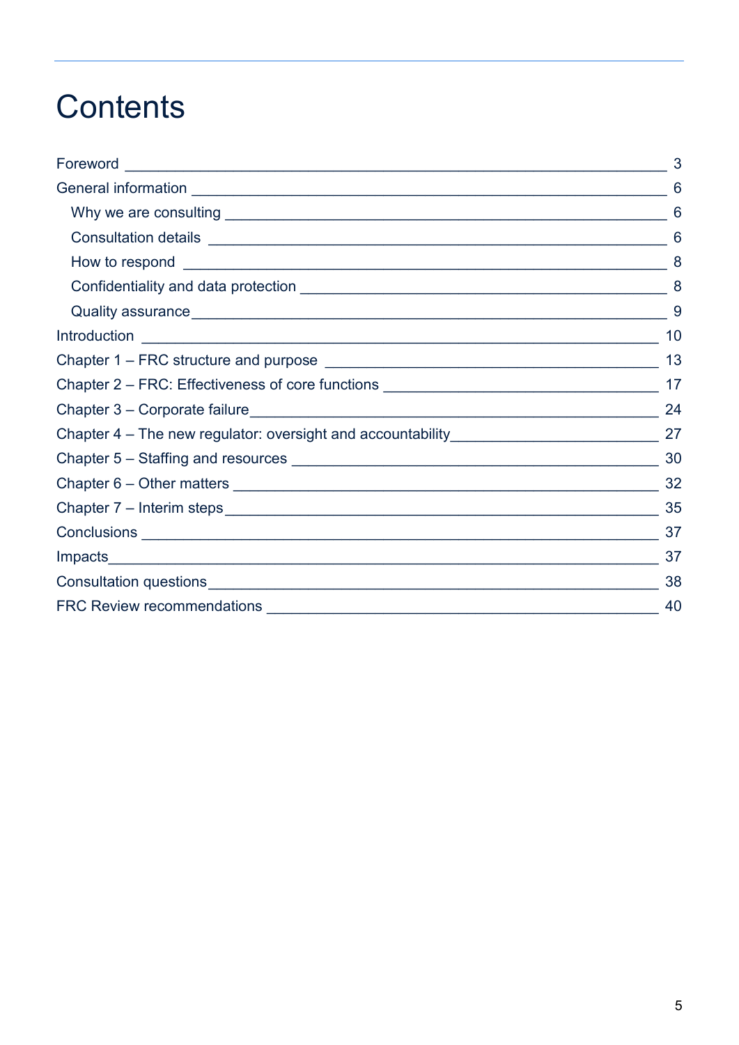# Contents

- Foreword — 3
- General information — 6
  - Why we are consulting — 6
  - Consultation details — 6
  - How to respond — 8
  - Confidentiality and data protection — 8
  - Quality assurance — 9
- Introduction — 10
- Chapter 1 – FRC structure and purpose — 13
- Chapter 2 – FRC: Effectiveness of core functions — 17
- Chapter 3 – Corporate failure — 24
- Chapter 4 – The new regulator: oversight and accountability — 27
- Chapter 5 – Staffing and resources — 30
- Chapter 6 – Other matters — 32
- Chapter 7 – Interim steps — 35
- Conclusions — 37
- Impacts — 37
- Consultation questions — 38
- FRC Review recommendations — 40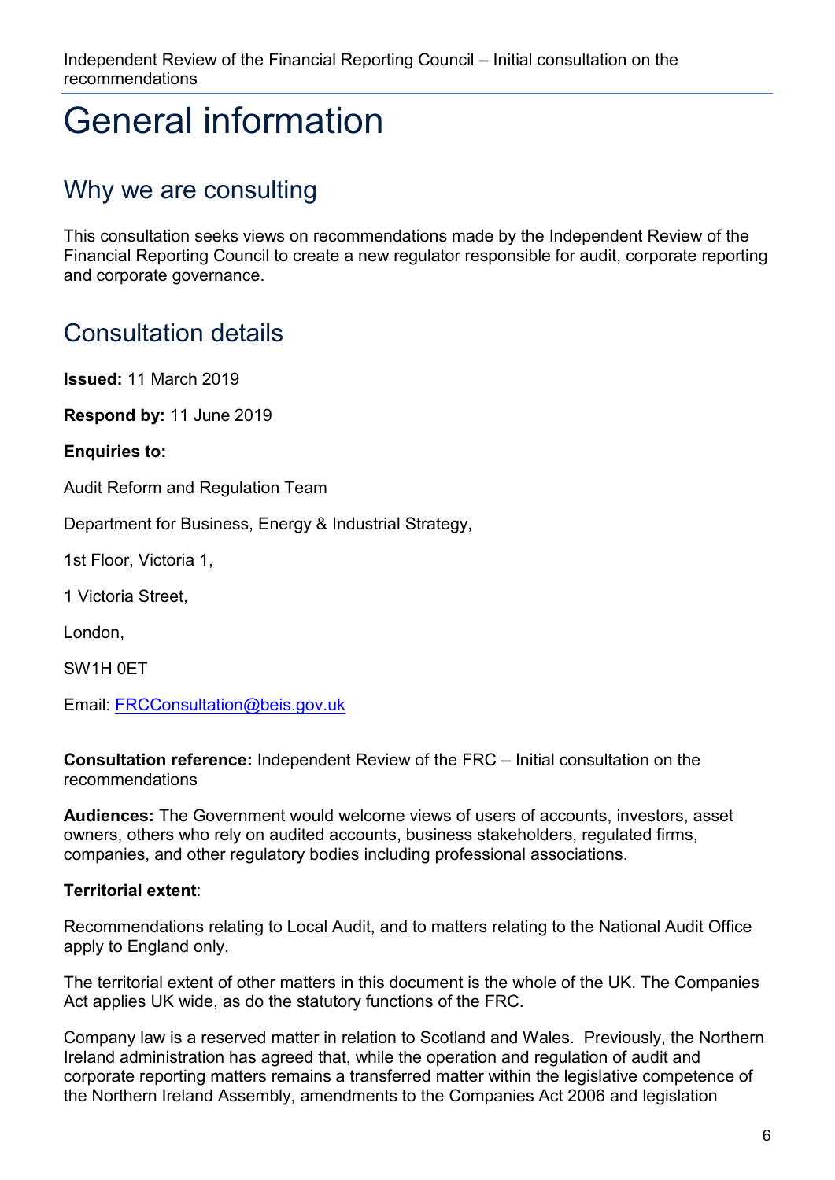# General information

## Why we are consulting

This consultation seeks views on recommendations made by the Independent Review of the Financial Reporting Council to create a new regulator responsible for audit, corporate reporting and corporate governance.

## Consultation details

**Issued:** 11 March 2019

**Respond by:** 11 June 2019

**Enquiries to:**

Audit Reform and Regulation Team

Department for Business, Energy & Industrial Strategy,

1st Floor, Victoria 1,

1 Victoria Street,

London,

SW1H 0ET

Email: FRCConsultation@beis.gov.uk

**Consultation reference:** Independent Review of the FRC – Initial consultation on the recommendations

**Audiences:** The Government would welcome views of users of accounts, investors, asset owners, others who rely on audited accounts, business stakeholders, regulated firms, companies, and other regulatory bodies including professional associations.

**Territorial extent**:

Recommendations relating to Local Audit, and to matters relating to the National Audit Office apply to England only.

The territorial extent of other matters in this document is the whole of the UK. The Companies Act applies UK wide, as do the statutory functions of the FRC.

Company law is a reserved matter in relation to Scotland and Wales. Previously, the Northern Ireland administration has agreed that, while the operation and regulation of audit and corporate reporting matters remains a transferred matter within the legislative competence of the Northern Ireland Assembly, amendments to the Companies Act 2006 and legislation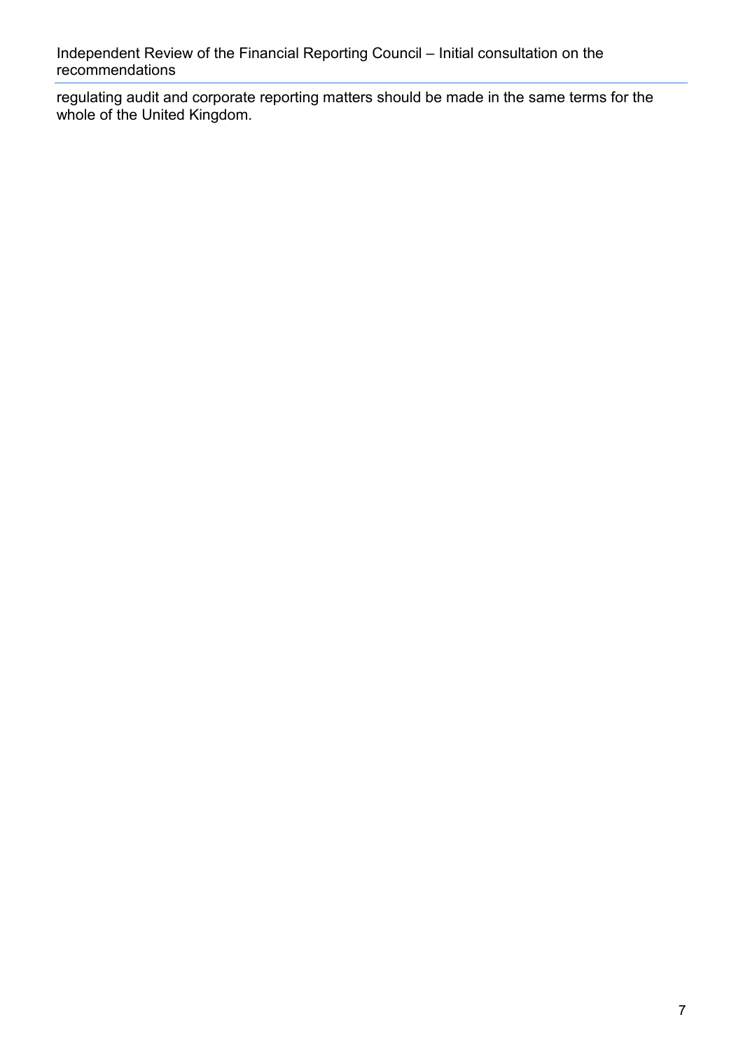regulating audit and corporate reporting matters should be made in the same terms for the whole of the United Kingdom.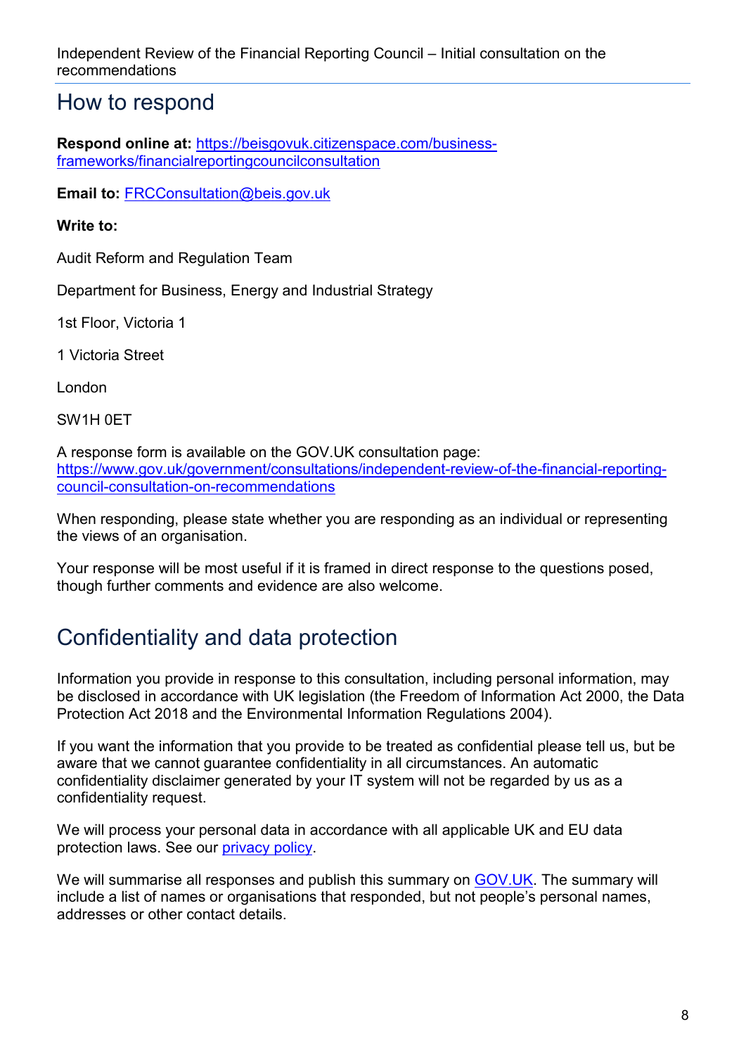## How to respond

**Respond online at:** [https://beisgovuk.citizenspace.com/business-frameworks/financialreportingcouncilconsultation](https://beisgovuk.citizenspace.com/business-frameworks/financialreportingcouncilconsultation)

**Email to:** [FRCConsultation@beis.gov.uk](mailto:FRCConsultation@beis.gov.uk)

**Write to:**

Audit Reform and Regulation Team

Department for Business, Energy and Industrial Strategy

1st Floor, Victoria 1

1 Victoria Street

London

SW1H 0ET

A response form is available on the GOV.UK consultation page: [https://www.gov.uk/government/consultations/independent-review-of-the-financial-reporting-council-consultation-on-recommendations](https://www.gov.uk/government/consultations/independent-review-of-the-financial-reporting-council-consultation-on-recommendations)

When responding, please state whether you are responding as an individual or representing the views of an organisation.

Your response will be most useful if it is framed in direct response to the questions posed, though further comments and evidence are also welcome.

## Confidentiality and data protection

Information you provide in response to this consultation, including personal information, may be disclosed in accordance with UK legislation (the Freedom of Information Act 2000, the Data Protection Act 2018 and the Environmental Information Regulations 2004).

If you want the information that you provide to be treated as confidential please tell us, but be aware that we cannot guarantee confidentiality in all circumstances. An automatic confidentiality disclaimer generated by your IT system will not be regarded by us as a confidentiality request.

We will process your personal data in accordance with all applicable UK and EU data protection laws. See our privacy policy.

We will summarise all responses and publish this summary on GOV.UK. The summary will include a list of names or organisations that responded, but not people's personal names, addresses or other contact details.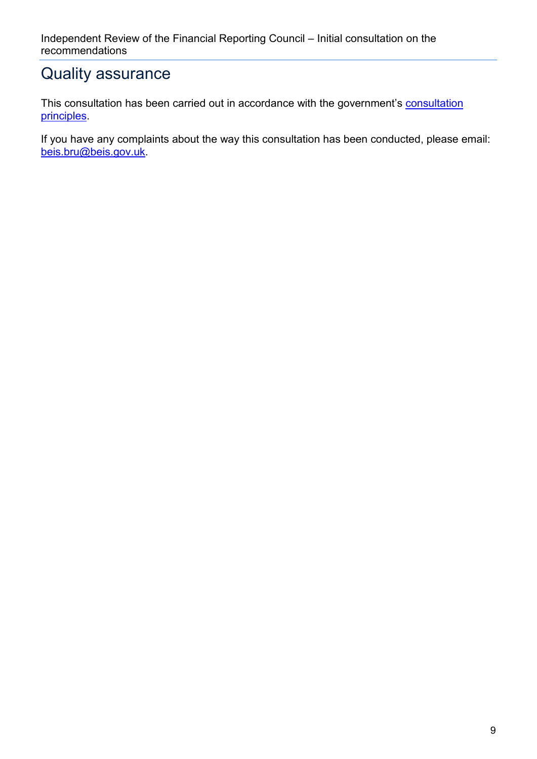# Quality assurance

This consultation has been carried out in accordance with the government's consultation principles.

If you have any complaints about the way this consultation has been conducted, please email: beis.bru@beis.gov.uk.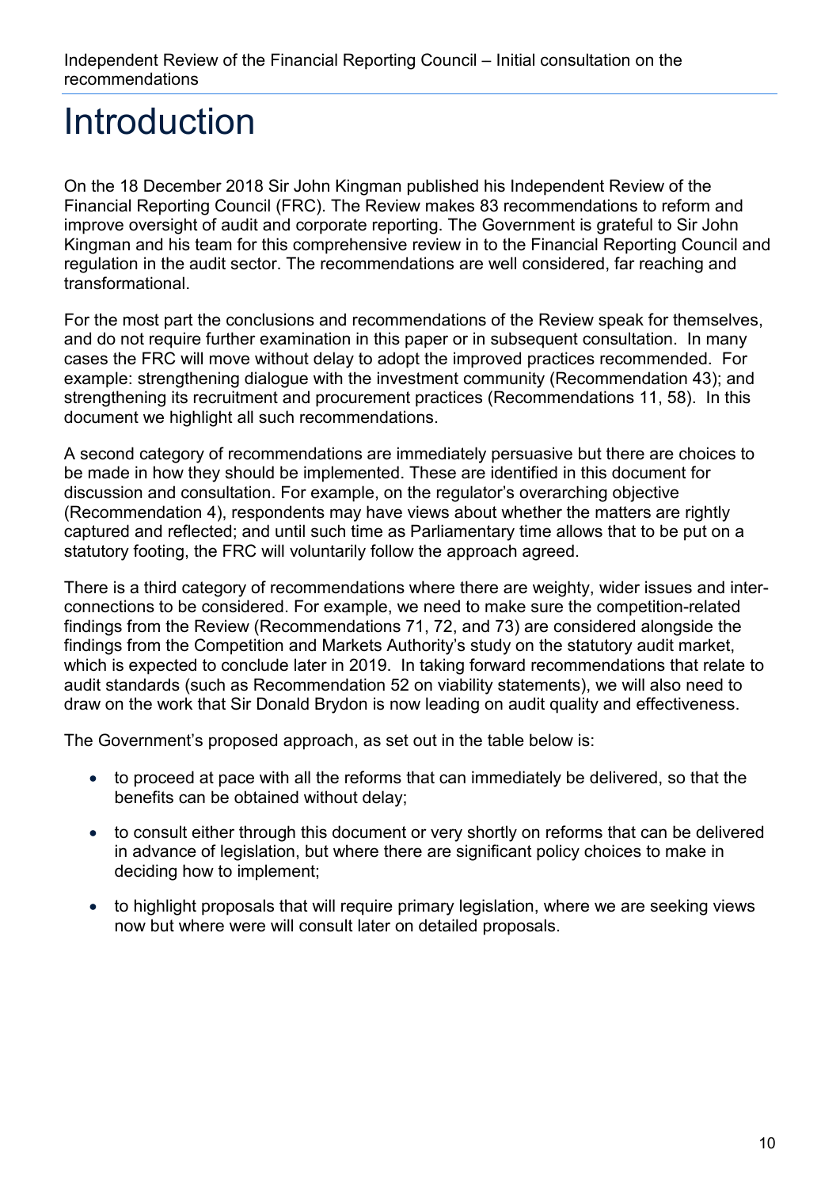# Introduction

On the 18 December 2018 Sir John Kingman published his Independent Review of the Financial Reporting Council (FRC). The Review makes 83 recommendations to reform and improve oversight of audit and corporate reporting. The Government is grateful to Sir John Kingman and his team for this comprehensive review in to the Financial Reporting Council and regulation in the audit sector. The recommendations are well considered, far reaching and transformational.

For the most part the conclusions and recommendations of the Review speak for themselves, and do not require further examination in this paper or in subsequent consultation. In many cases the FRC will move without delay to adopt the improved practices recommended. For example: strengthening dialogue with the investment community (Recommendation 43); and strengthening its recruitment and procurement practices (Recommendations 11, 58). In this document we highlight all such recommendations.

A second category of recommendations are immediately persuasive but there are choices to be made in how they should be implemented. These are identified in this document for discussion and consultation. For example, on the regulator's overarching objective (Recommendation 4), respondents may have views about whether the matters are rightly captured and reflected; and until such time as Parliamentary time allows that to be put on a statutory footing, the FRC will voluntarily follow the approach agreed.

There is a third category of recommendations where there are weighty, wider issues and inter-connections to be considered. For example, we need to make sure the competition-related findings from the Review (Recommendations 71, 72, and 73) are considered alongside the findings from the Competition and Markets Authority's study on the statutory audit market, which is expected to conclude later in 2019. In taking forward recommendations that relate to audit standards (such as Recommendation 52 on viability statements), we will also need to draw on the work that Sir Donald Brydon is now leading on audit quality and effectiveness.

The Government's proposed approach, as set out in the table below is:

- to proceed at pace with all the reforms that can immediately be delivered, so that the benefits can be obtained without delay;
- to consult either through this document or very shortly on reforms that can be delivered in advance of legislation, but where there are significant policy choices to make in deciding how to implement;
- to highlight proposals that will require primary legislation, where we are seeking views now but where were will consult later on detailed proposals.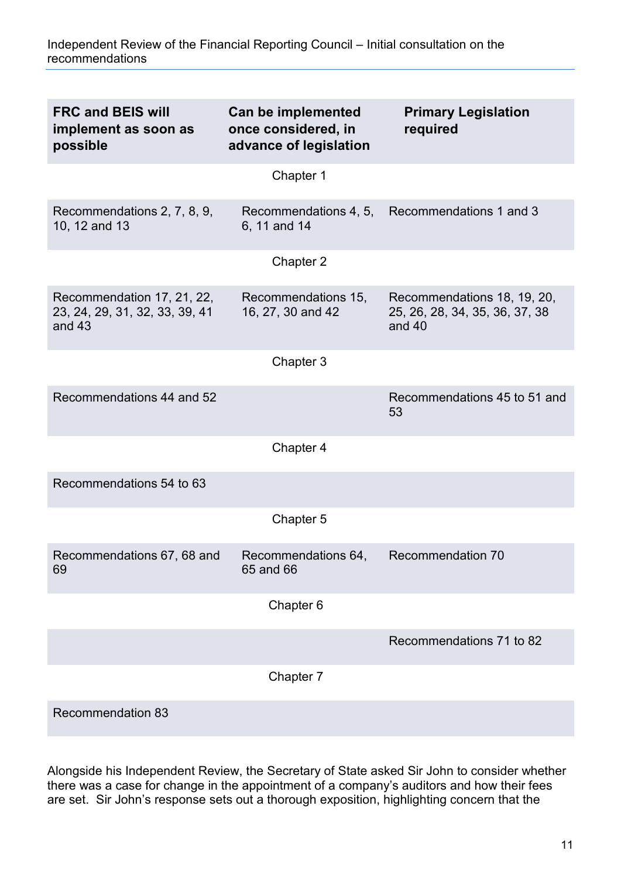| FRC and BEIS will implement as soon as possible | Can be implemented once considered, in advance of legislation | Primary Legislation required |
|---|---|---|
| | Chapter 1 | |
| Recommendations 2, 7, 8, 9, 10, 12 and 13 | Recommendations 4, 5, 6, 11 and 14 | Recommendations 1 and 3 |
| | Chapter 2 | |
| Recommendation 17, 21, 22, 23, 24, 29, 31, 32, 33, 39, 41 and 43 | Recommendations 15, 16, 27, 30 and 42 | Recommendations 18, 19, 20, 25, 26, 28, 34, 35, 36, 37, 38 and 40 |
| | Chapter 3 | |
| Recommendations 44 and 52 | | Recommendations 45 to 51 and 53 |
| | Chapter 4 | |
| Recommendations 54 to 63 | | |
| | Chapter 5 | |
| Recommendations 67, 68 and 69 | Recommendations 64, 65 and 66 | Recommendation 70 |
| | Chapter 6 | |
| | | Recommendations 71 to 82 |
| | Chapter 7 | |
| Recommendation 83 | | |

Alongside his Independent Review, the Secretary of State asked Sir John to consider whether there was a case for change in the appointment of a company's auditors and how their fees are set. Sir John's response sets out a thorough exposition, highlighting concern that the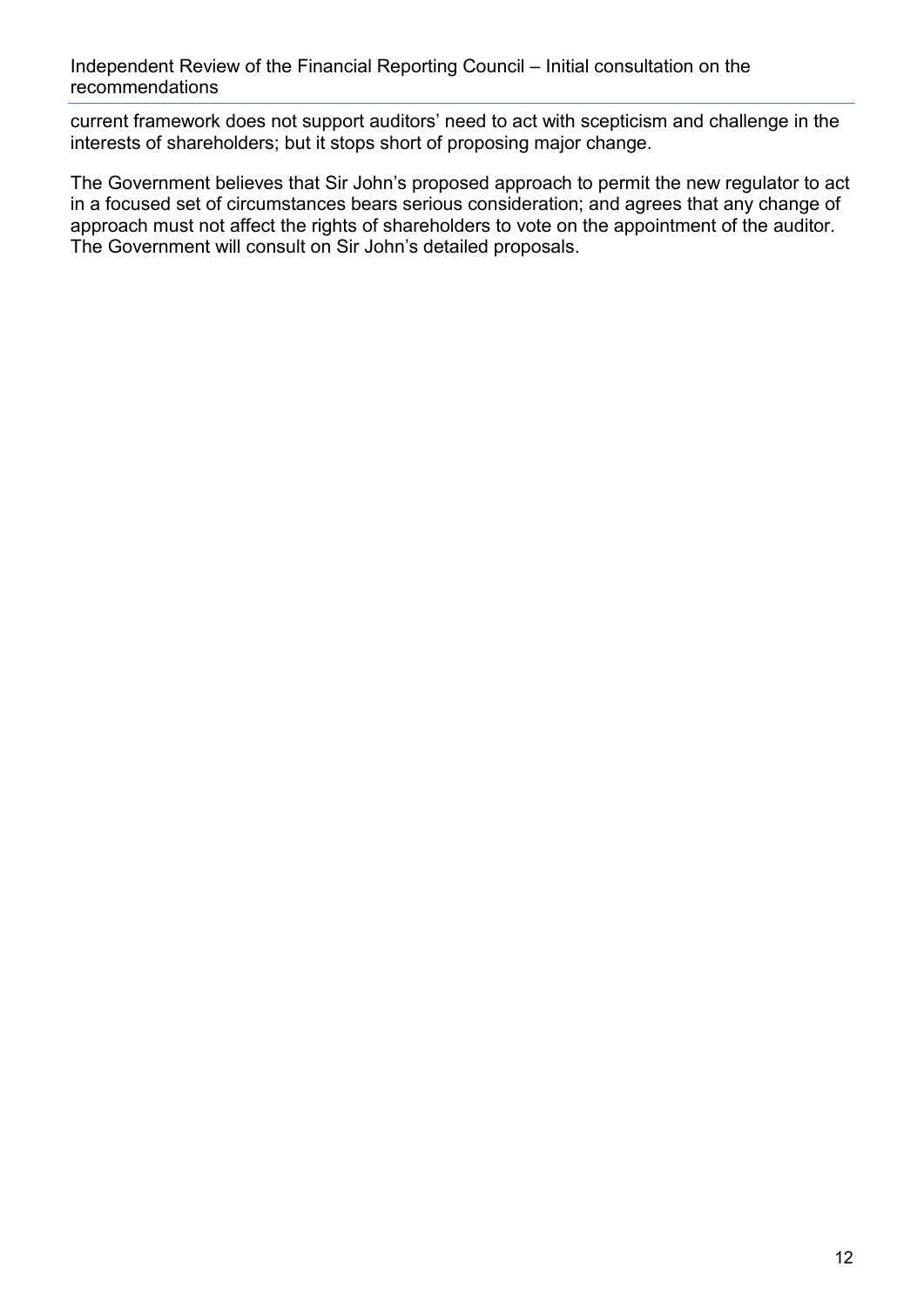current framework does not support auditors' need to act with scepticism and challenge in the interests of shareholders; but it stops short of proposing major change.

The Government believes that Sir John's proposed approach to permit the new regulator to act in a focused set of circumstances bears serious consideration; and agrees that any change of approach must not affect the rights of shareholders to vote on the appointment of the auditor. The Government will consult on Sir John's detailed proposals.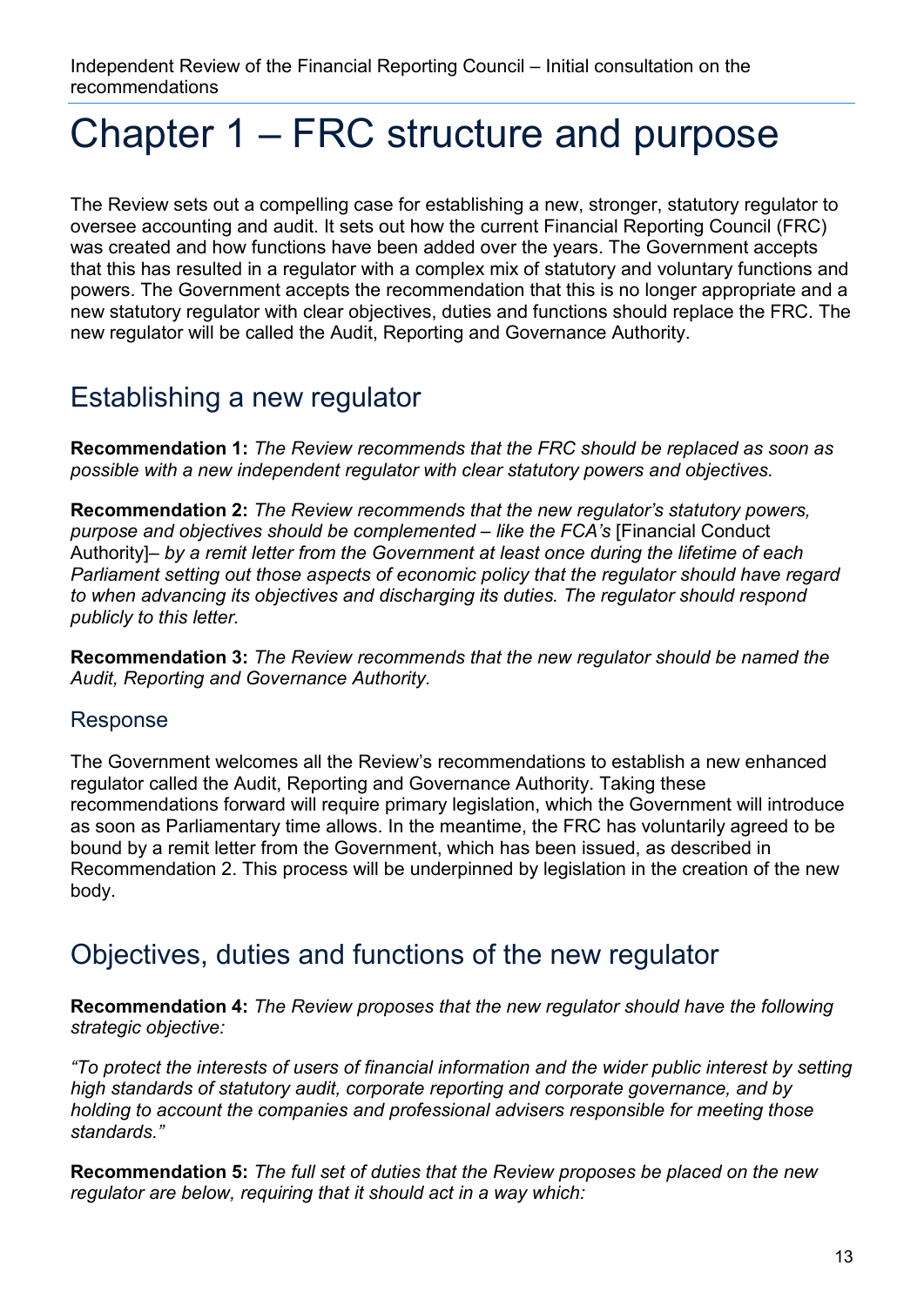# Chapter 1 – FRC structure and purpose

The Review sets out a compelling case for establishing a new, stronger, statutory regulator to oversee accounting and audit. It sets out how the current Financial Reporting Council (FRC) was created and how functions have been added over the years. The Government accepts that this has resulted in a regulator with a complex mix of statutory and voluntary functions and powers. The Government accepts the recommendation that this is no longer appropriate and a new statutory regulator with clear objectives, duties and functions should replace the FRC. The new regulator will be called the Audit, Reporting and Governance Authority.

## Establishing a new regulator

**Recommendation 1:** *The Review recommends that the FRC should be replaced as soon as possible with a new independent regulator with clear statutory powers and objectives.*

**Recommendation 2:** *The Review recommends that the new regulator's statutory powers, purpose and objectives should be complemented – like the FCA's* [Financial Conduct Authority]*– by a remit letter from the Government at least once during the lifetime of each Parliament setting out those aspects of economic policy that the regulator should have regard to when advancing its objectives and discharging its duties. The regulator should respond publicly to this letter.*

**Recommendation 3:** *The Review recommends that the new regulator should be named the Audit, Reporting and Governance Authority.*

### Response

The Government welcomes all the Review's recommendations to establish a new enhanced regulator called the Audit, Reporting and Governance Authority. Taking these recommendations forward will require primary legislation, which the Government will introduce as soon as Parliamentary time allows. In the meantime, the FRC has voluntarily agreed to be bound by a remit letter from the Government, which has been issued, as described in Recommendation 2. This process will be underpinned by legislation in the creation of the new body.

## Objectives, duties and functions of the new regulator

**Recommendation 4:** *The Review proposes that the new regulator should have the following strategic objective:*

*"To protect the interests of users of financial information and the wider public interest by setting high standards of statutory audit, corporate reporting and corporate governance, and by holding to account the companies and professional advisers responsible for meeting those standards."*

**Recommendation 5:** *The full set of duties that the Review proposes be placed on the new regulator are below, requiring that it should act in a way which:*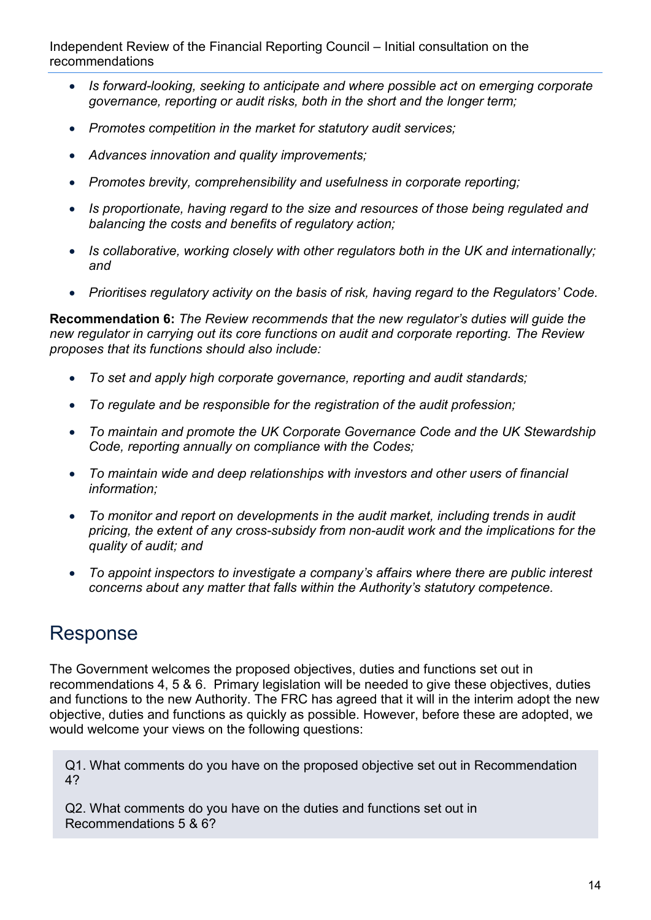- *Is forward-looking, seeking to anticipate and where possible act on emerging corporate governance, reporting or audit risks, both in the short and the longer term;*
- *Promotes competition in the market for statutory audit services;*
- *Advances innovation and quality improvements;*
- *Promotes brevity, comprehensibility and usefulness in corporate reporting;*
- *Is proportionate, having regard to the size and resources of those being regulated and balancing the costs and benefits of regulatory action;*
- *Is collaborative, working closely with other regulators both in the UK and internationally; and*
- *Prioritises regulatory activity on the basis of risk, having regard to the Regulators' Code.*

**Recommendation 6:** *The Review recommends that the new regulator's duties will guide the new regulator in carrying out its core functions on audit and corporate reporting. The Review proposes that its functions should also include:*

- *To set and apply high corporate governance, reporting and audit standards;*
- *To regulate and be responsible for the registration of the audit profession;*
- *To maintain and promote the UK Corporate Governance Code and the UK Stewardship Code, reporting annually on compliance with the Codes;*
- *To maintain wide and deep relationships with investors and other users of financial information;*
- *To monitor and report on developments in the audit market, including trends in audit pricing, the extent of any cross-subsidy from non-audit work and the implications for the quality of audit; and*
- *To appoint inspectors to investigate a company's affairs where there are public interest concerns about any matter that falls within the Authority's statutory competence.*

## Response

The Government welcomes the proposed objectives, duties and functions set out in recommendations 4, 5 & 6. Primary legislation will be needed to give these objectives, duties and functions to the new Authority. The FRC has agreed that it will in the interim adopt the new objective, duties and functions as quickly as possible. However, before these are adopted, we would welcome your views on the following questions:

Q1. What comments do you have on the proposed objective set out in Recommendation 4?

Q2. What comments do you have on the duties and functions set out in Recommendations 5 & 6?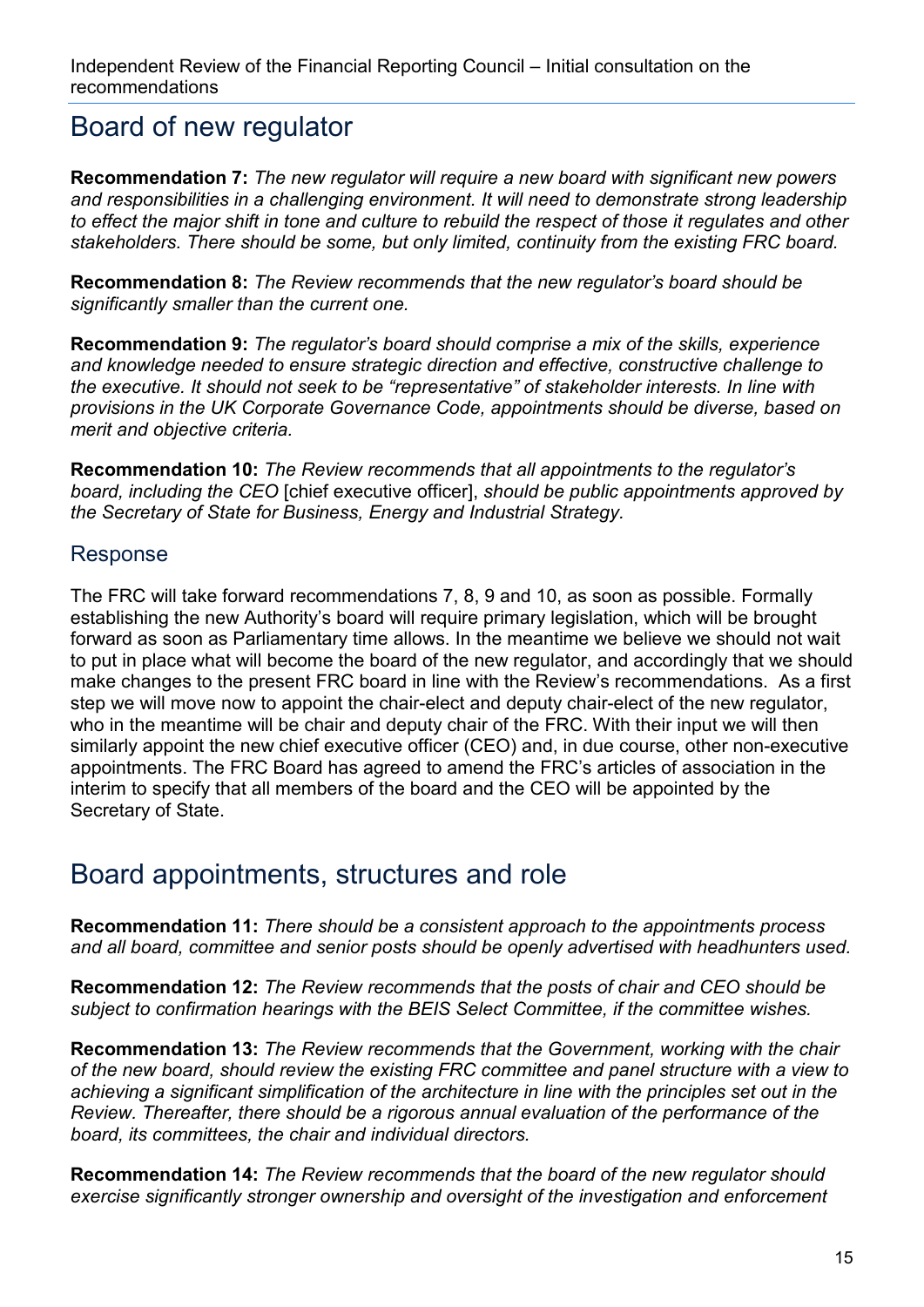## Board of new regulator

**Recommendation 7:** *The new regulator will require a new board with significant new powers and responsibilities in a challenging environment. It will need to demonstrate strong leadership to effect the major shift in tone and culture to rebuild the respect of those it regulates and other stakeholders. There should be some, but only limited, continuity from the existing FRC board.*

**Recommendation 8:** *The Review recommends that the new regulator's board should be significantly smaller than the current one.*

**Recommendation 9:** *The regulator's board should comprise a mix of the skills, experience and knowledge needed to ensure strategic direction and effective, constructive challenge to the executive. It should not seek to be "representative" of stakeholder interests. In line with provisions in the UK Corporate Governance Code, appointments should be diverse, based on merit and objective criteria.*

**Recommendation 10:** *The Review recommends that all appointments to the regulator's board, including the CEO* [chief executive officer], *should be public appointments approved by the Secretary of State for Business, Energy and Industrial Strategy.*

### Response

The FRC will take forward recommendations 7, 8, 9 and 10, as soon as possible. Formally establishing the new Authority's board will require primary legislation, which will be brought forward as soon as Parliamentary time allows. In the meantime we believe we should not wait to put in place what will become the board of the new regulator, and accordingly that we should make changes to the present FRC board in line with the Review's recommendations. As a first step we will move now to appoint the chair-elect and deputy chair-elect of the new regulator, who in the meantime will be chair and deputy chair of the FRC. With their input we will then similarly appoint the new chief executive officer (CEO) and, in due course, other non-executive appointments. The FRC Board has agreed to amend the FRC's articles of association in the interim to specify that all members of the board and the CEO will be appointed by the Secretary of State.

## Board appointments, structures and role

**Recommendation 11:** *There should be a consistent approach to the appointments process and all board, committee and senior posts should be openly advertised with headhunters used.*

**Recommendation 12:** *The Review recommends that the posts of chair and CEO should be subject to confirmation hearings with the BEIS Select Committee, if the committee wishes.*

**Recommendation 13:** *The Review recommends that the Government, working with the chair of the new board, should review the existing FRC committee and panel structure with a view to achieving a significant simplification of the architecture in line with the principles set out in the Review. Thereafter, there should be a rigorous annual evaluation of the performance of the board, its committees, the chair and individual directors.*

**Recommendation 14:** *The Review recommends that the board of the new regulator should exercise significantly stronger ownership and oversight of the investigation and enforcement*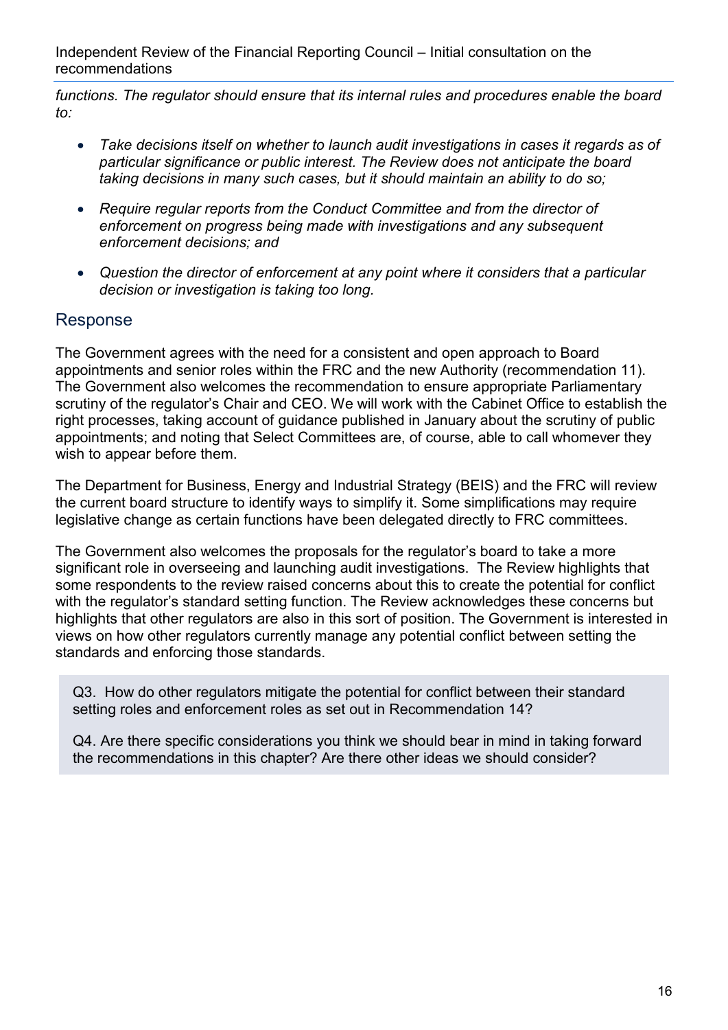*functions. The regulator should ensure that its internal rules and procedures enable the board to:*

- *Take decisions itself on whether to launch audit investigations in cases it regards as of particular significance or public interest. The Review does not anticipate the board taking decisions in many such cases, but it should maintain an ability to do so;*
- *Require regular reports from the Conduct Committee and from the director of enforcement on progress being made with investigations and any subsequent enforcement decisions; and*
- *Question the director of enforcement at any point where it considers that a particular decision or investigation is taking too long.*

## Response

The Government agrees with the need for a consistent and open approach to Board appointments and senior roles within the FRC and the new Authority (recommendation 11). The Government also welcomes the recommendation to ensure appropriate Parliamentary scrutiny of the regulator's Chair and CEO. We will work with the Cabinet Office to establish the right processes, taking account of guidance published in January about the scrutiny of public appointments; and noting that Select Committees are, of course, able to call whomever they wish to appear before them.

The Department for Business, Energy and Industrial Strategy (BEIS) and the FRC will review the current board structure to identify ways to simplify it. Some simplifications may require legislative change as certain functions have been delegated directly to FRC committees.

The Government also welcomes the proposals for the regulator's board to take a more significant role in overseeing and launching audit investigations. The Review highlights that some respondents to the review raised concerns about this to create the potential for conflict with the regulator's standard setting function. The Review acknowledges these concerns but highlights that other regulators are also in this sort of position. The Government is interested in views on how other regulators currently manage any potential conflict between setting the standards and enforcing those standards.

Q3. How do other regulators mitigate the potential for conflict between their standard setting roles and enforcement roles as set out in Recommendation 14?

Q4. Are there specific considerations you think we should bear in mind in taking forward the recommendations in this chapter? Are there other ideas we should consider?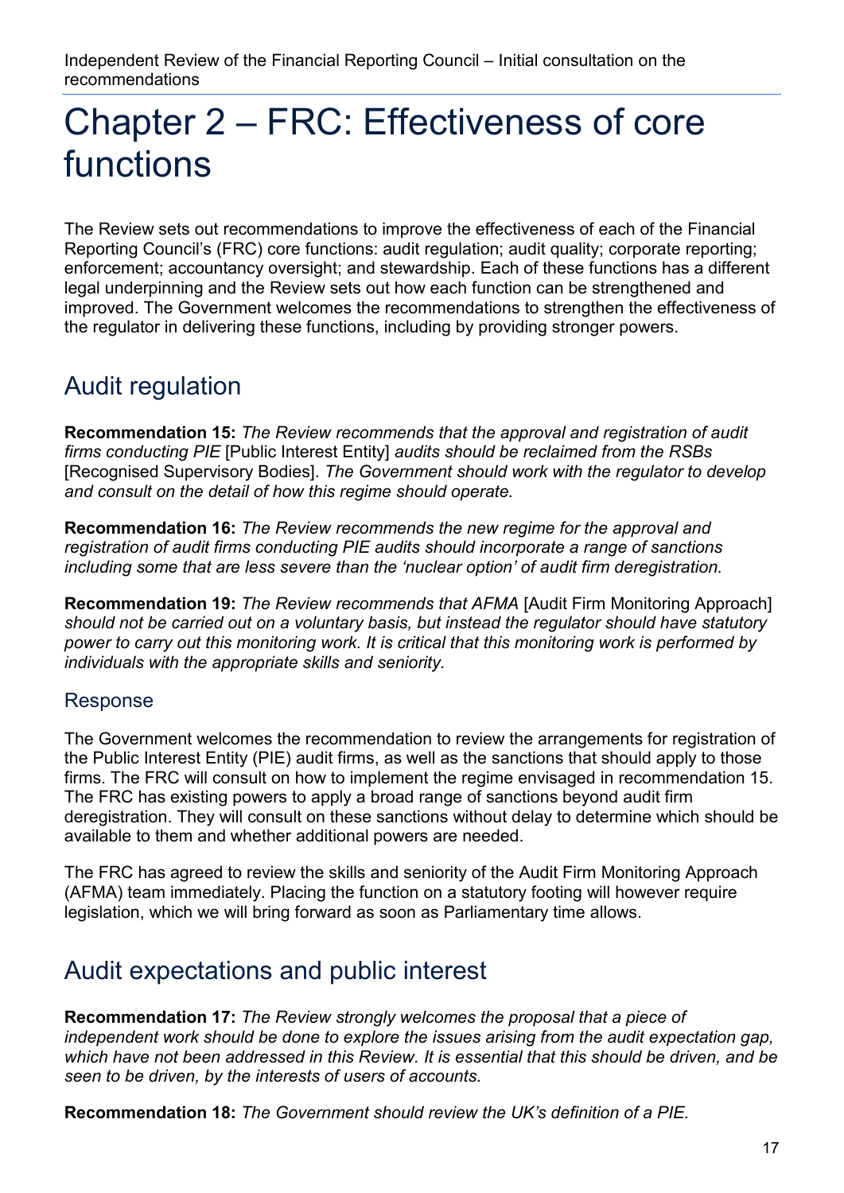# Chapter 2 – FRC: Effectiveness of core functions

The Review sets out recommendations to improve the effectiveness of each of the Financial Reporting Council's (FRC) core functions: audit regulation; audit quality; corporate reporting; enforcement; accountancy oversight; and stewardship. Each of these functions has a different legal underpinning and the Review sets out how each function can be strengthened and improved. The Government welcomes the recommendations to strengthen the effectiveness of the regulator in delivering these functions, including by providing stronger powers.

## Audit regulation

**Recommendation 15:** *The Review recommends that the approval and registration of audit firms conducting PIE* [Public Interest Entity] *audits should be reclaimed from the RSBs* [Recognised Supervisory Bodies]. *The Government should work with the regulator to develop and consult on the detail of how this regime should operate.*

**Recommendation 16:** *The Review recommends the new regime for the approval and registration of audit firms conducting PIE audits should incorporate a range of sanctions including some that are less severe than the 'nuclear option' of audit firm deregistration.*

**Recommendation 19:** *The Review recommends that AFMA* [Audit Firm Monitoring Approach] *should not be carried out on a voluntary basis, but instead the regulator should have statutory power to carry out this monitoring work. It is critical that this monitoring work is performed by individuals with the appropriate skills and seniority.*

### Response

The Government welcomes the recommendation to review the arrangements for registration of the Public Interest Entity (PIE) audit firms, as well as the sanctions that should apply to those firms. The FRC will consult on how to implement the regime envisaged in recommendation 15. The FRC has existing powers to apply a broad range of sanctions beyond audit firm deregistration. They will consult on these sanctions without delay to determine which should be available to them and whether additional powers are needed.

The FRC has agreed to review the skills and seniority of the Audit Firm Monitoring Approach (AFMA) team immediately. Placing the function on a statutory footing will however require legislation, which we will bring forward as soon as Parliamentary time allows.

## Audit expectations and public interest

**Recommendation 17:** *The Review strongly welcomes the proposal that a piece of independent work should be done to explore the issues arising from the audit expectation gap, which have not been addressed in this Review. It is essential that this should be driven, and be seen to be driven, by the interests of users of accounts.*

**Recommendation 18:** *The Government should review the UK's definition of a PIE.*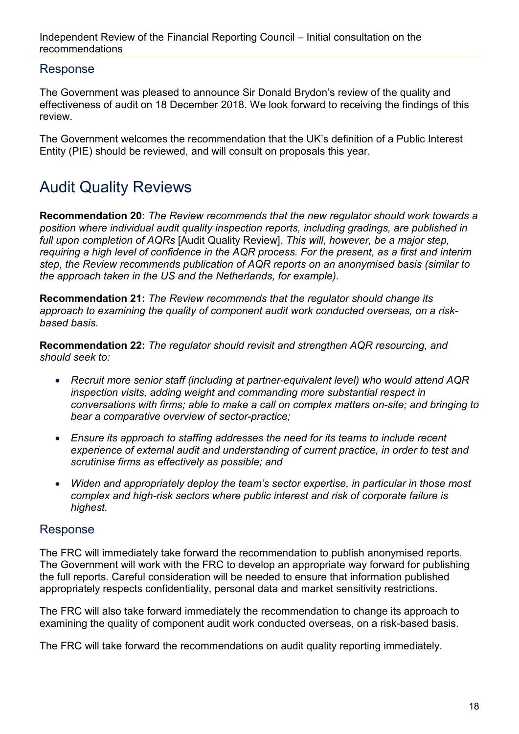## Response

The Government was pleased to announce Sir Donald Brydon's review of the quality and effectiveness of audit on 18 December 2018. We look forward to receiving the findings of this review.

The Government welcomes the recommendation that the UK's definition of a Public Interest Entity (PIE) should be reviewed, and will consult on proposals this year.

# Audit Quality Reviews

**Recommendation 20:** *The Review recommends that the new regulator should work towards a position where individual audit quality inspection reports, including gradings, are published in full upon completion of AQRs* [Audit Quality Review]. *This will, however, be a major step, requiring a high level of confidence in the AQR process. For the present, as a first and interim step, the Review recommends publication of AQR reports on an anonymised basis (similar to the approach taken in the US and the Netherlands, for example).*

**Recommendation 21:** *The Review recommends that the regulator should change its approach to examining the quality of component audit work conducted overseas, on a risk-based basis.*

**Recommendation 22:** *The regulator should revisit and strengthen AQR resourcing, and should seek to:*

- *Recruit more senior staff (including at partner-equivalent level) who would attend AQR inspection visits, adding weight and commanding more substantial respect in conversations with firms; able to make a call on complex matters on-site; and bringing to bear a comparative overview of sector-practice;*
- *Ensure its approach to staffing addresses the need for its teams to include recent experience of external audit and understanding of current practice, in order to test and scrutinise firms as effectively as possible; and*
- *Widen and appropriately deploy the team's sector expertise, in particular in those most complex and high-risk sectors where public interest and risk of corporate failure is highest.*

## Response

The FRC will immediately take forward the recommendation to publish anonymised reports. The Government will work with the FRC to develop an appropriate way forward for publishing the full reports. Careful consideration will be needed to ensure that information published appropriately respects confidentiality, personal data and market sensitivity restrictions.

The FRC will also take forward immediately the recommendation to change its approach to examining the quality of component audit work conducted overseas, on a risk-based basis.

The FRC will take forward the recommendations on audit quality reporting immediately.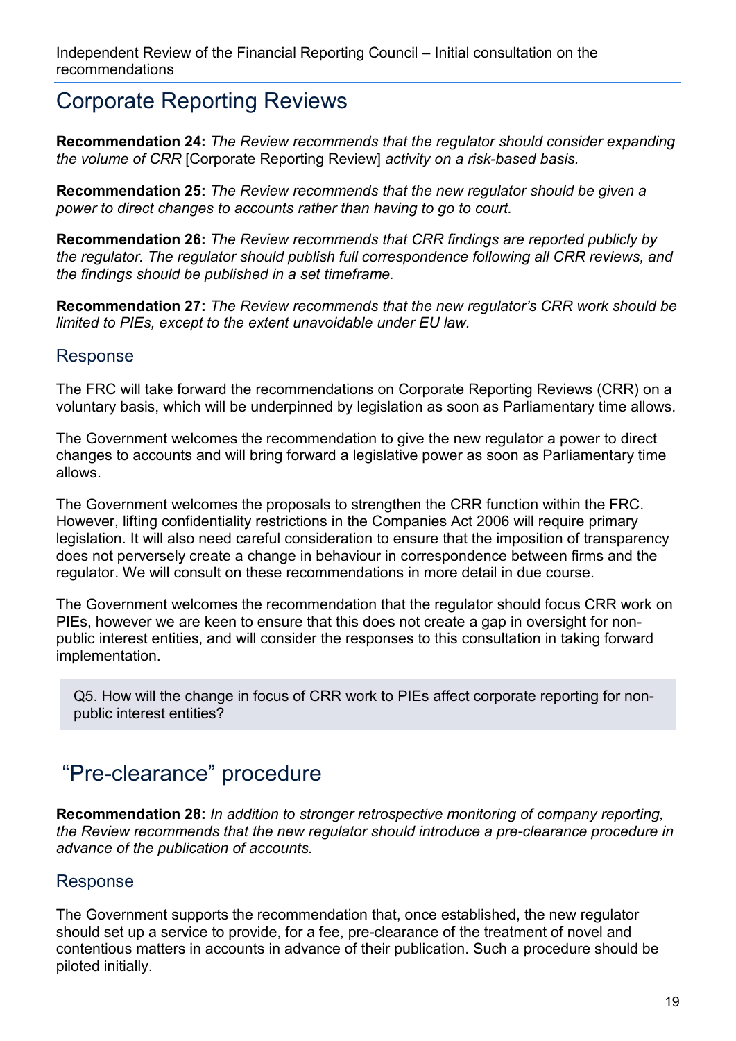## Corporate Reporting Reviews

**Recommendation 24:** *The Review recommends that the regulator should consider expanding the volume of CRR* [Corporate Reporting Review] *activity on a risk-based basis.*

**Recommendation 25:** *The Review recommends that the new regulator should be given a power to direct changes to accounts rather than having to go to court.*

**Recommendation 26:** *The Review recommends that CRR findings are reported publicly by the regulator. The regulator should publish full correspondence following all CRR reviews, and the findings should be published in a set timeframe.*

**Recommendation 27:** *The Review recommends that the new regulator's CRR work should be limited to PIEs, except to the extent unavoidable under EU law.*

### Response

The FRC will take forward the recommendations on Corporate Reporting Reviews (CRR) on a voluntary basis, which will be underpinned by legislation as soon as Parliamentary time allows.

The Government welcomes the recommendation to give the new regulator a power to direct changes to accounts and will bring forward a legislative power as soon as Parliamentary time allows.

The Government welcomes the proposals to strengthen the CRR function within the FRC. However, lifting confidentiality restrictions in the Companies Act 2006 will require primary legislation. It will also need careful consideration to ensure that the imposition of transparency does not perversely create a change in behaviour in correspondence between firms and the regulator. We will consult on these recommendations in more detail in due course.

The Government welcomes the recommendation that the regulator should focus CRR work on PIEs, however we are keen to ensure that this does not create a gap in oversight for non-public interest entities, and will consider the responses to this consultation in taking forward implementation.

> Q5. How will the change in focus of CRR work to PIEs affect corporate reporting for non-public interest entities?

## "Pre-clearance" procedure

**Recommendation 28:** *In addition to stronger retrospective monitoring of company reporting, the Review recommends that the new regulator should introduce a pre-clearance procedure in advance of the publication of accounts.*

### Response

The Government supports the recommendation that, once established, the new regulator should set up a service to provide, for a fee, pre-clearance of the treatment of novel and contentious matters in accounts in advance of their publication. Such a procedure should be piloted initially.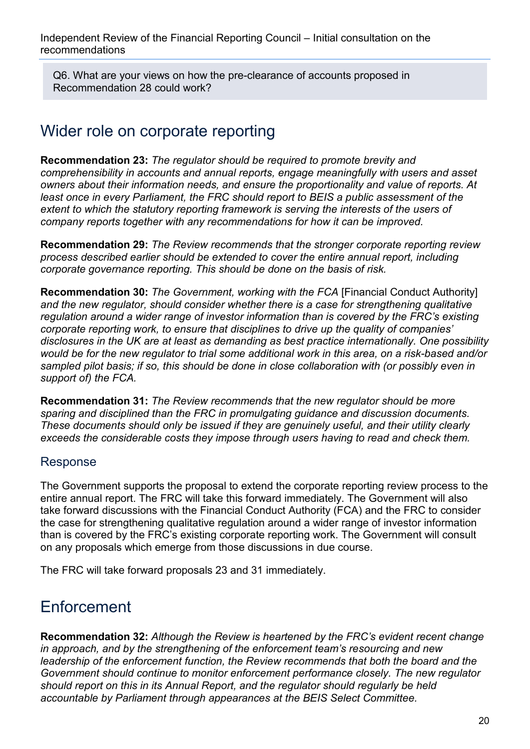Q6. What are your views on how the pre-clearance of accounts proposed in Recommendation 28 could work?

## Wider role on corporate reporting

**Recommendation 23:** *The regulator should be required to promote brevity and comprehensibility in accounts and annual reports, engage meaningfully with users and asset owners about their information needs, and ensure the proportionality and value of reports. At least once in every Parliament, the FRC should report to BEIS a public assessment of the extent to which the statutory reporting framework is serving the interests of the users of company reports together with any recommendations for how it can be improved.*

**Recommendation 29:** *The Review recommends that the stronger corporate reporting review process described earlier should be extended to cover the entire annual report, including corporate governance reporting. This should be done on the basis of risk.*

**Recommendation 30:** *The Government, working with the FCA* [Financial Conduct Authority] *and the new regulator, should consider whether there is a case for strengthening qualitative regulation around a wider range of investor information than is covered by the FRC's existing corporate reporting work, to ensure that disciplines to drive up the quality of companies' disclosures in the UK are at least as demanding as best practice internationally. One possibility would be for the new regulator to trial some additional work in this area, on a risk-based and/or sampled pilot basis; if so, this should be done in close collaboration with (or possibly even in support of) the FCA.*

**Recommendation 31:** *The Review recommends that the new regulator should be more sparing and disciplined than the FRC in promulgating guidance and discussion documents. These documents should only be issued if they are genuinely useful, and their utility clearly exceeds the considerable costs they impose through users having to read and check them.*

### Response

The Government supports the proposal to extend the corporate reporting review process to the entire annual report. The FRC will take this forward immediately. The Government will also take forward discussions with the Financial Conduct Authority (FCA) and the FRC to consider the case for strengthening qualitative regulation around a wider range of investor information than is covered by the FRC's existing corporate reporting work. The Government will consult on any proposals which emerge from those discussions in due course.

The FRC will take forward proposals 23 and 31 immediately.

## Enforcement

**Recommendation 32:** *Although the Review is heartened by the FRC's evident recent change in approach, and by the strengthening of the enforcement team's resourcing and new leadership of the enforcement function, the Review recommends that both the board and the Government should continue to monitor enforcement performance closely. The new regulator should report on this in its Annual Report, and the regulator should regularly be held accountable by Parliament through appearances at the BEIS Select Committee.*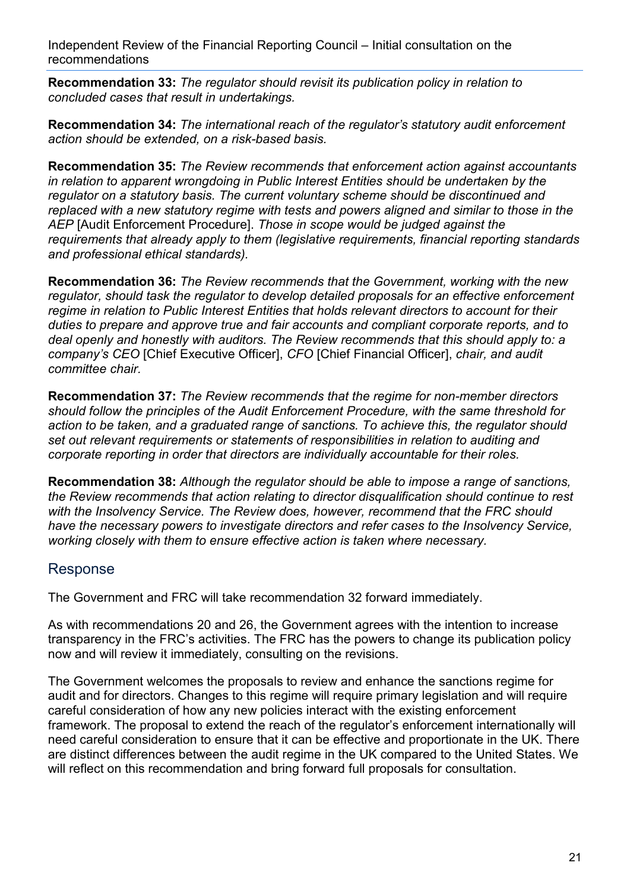**Recommendation 33:** *The regulator should revisit its publication policy in relation to concluded cases that result in undertakings.*

**Recommendation 34:** *The international reach of the regulator's statutory audit enforcement action should be extended, on a risk-based basis.*

**Recommendation 35:** *The Review recommends that enforcement action against accountants in relation to apparent wrongdoing in Public Interest Entities should be undertaken by the regulator on a statutory basis. The current voluntary scheme should be discontinued and replaced with a new statutory regime with tests and powers aligned and similar to those in the AEP* [Audit Enforcement Procedure]. *Those in scope would be judged against the requirements that already apply to them (legislative requirements, financial reporting standards and professional ethical standards).*

**Recommendation 36:** *The Review recommends that the Government, working with the new regulator, should task the regulator to develop detailed proposals for an effective enforcement regime in relation to Public Interest Entities that holds relevant directors to account for their duties to prepare and approve true and fair accounts and compliant corporate reports, and to deal openly and honestly with auditors. The Review recommends that this should apply to: a company's CEO* [Chief Executive Officer], *CFO* [Chief Financial Officer], *chair, and audit committee chair.*

**Recommendation 37:** *The Review recommends that the regime for non-member directors should follow the principles of the Audit Enforcement Procedure, with the same threshold for action to be taken, and a graduated range of sanctions. To achieve this, the regulator should set out relevant requirements or statements of responsibilities in relation to auditing and corporate reporting in order that directors are individually accountable for their roles.*

**Recommendation 38:** *Although the regulator should be able to impose a range of sanctions, the Review recommends that action relating to director disqualification should continue to rest with the Insolvency Service. The Review does, however, recommend that the FRC should have the necessary powers to investigate directors and refer cases to the Insolvency Service, working closely with them to ensure effective action is taken where necessary.*

## Response

The Government and FRC will take recommendation 32 forward immediately.

As with recommendations 20 and 26, the Government agrees with the intention to increase transparency in the FRC's activities. The FRC has the powers to change its publication policy now and will review it immediately, consulting on the revisions.

The Government welcomes the proposals to review and enhance the sanctions regime for audit and for directors. Changes to this regime will require primary legislation and will require careful consideration of how any new policies interact with the existing enforcement framework. The proposal to extend the reach of the regulator's enforcement internationally will need careful consideration to ensure that it can be effective and proportionate in the UK. There are distinct differences between the audit regime in the UK compared to the United States. We will reflect on this recommendation and bring forward full proposals for consultation.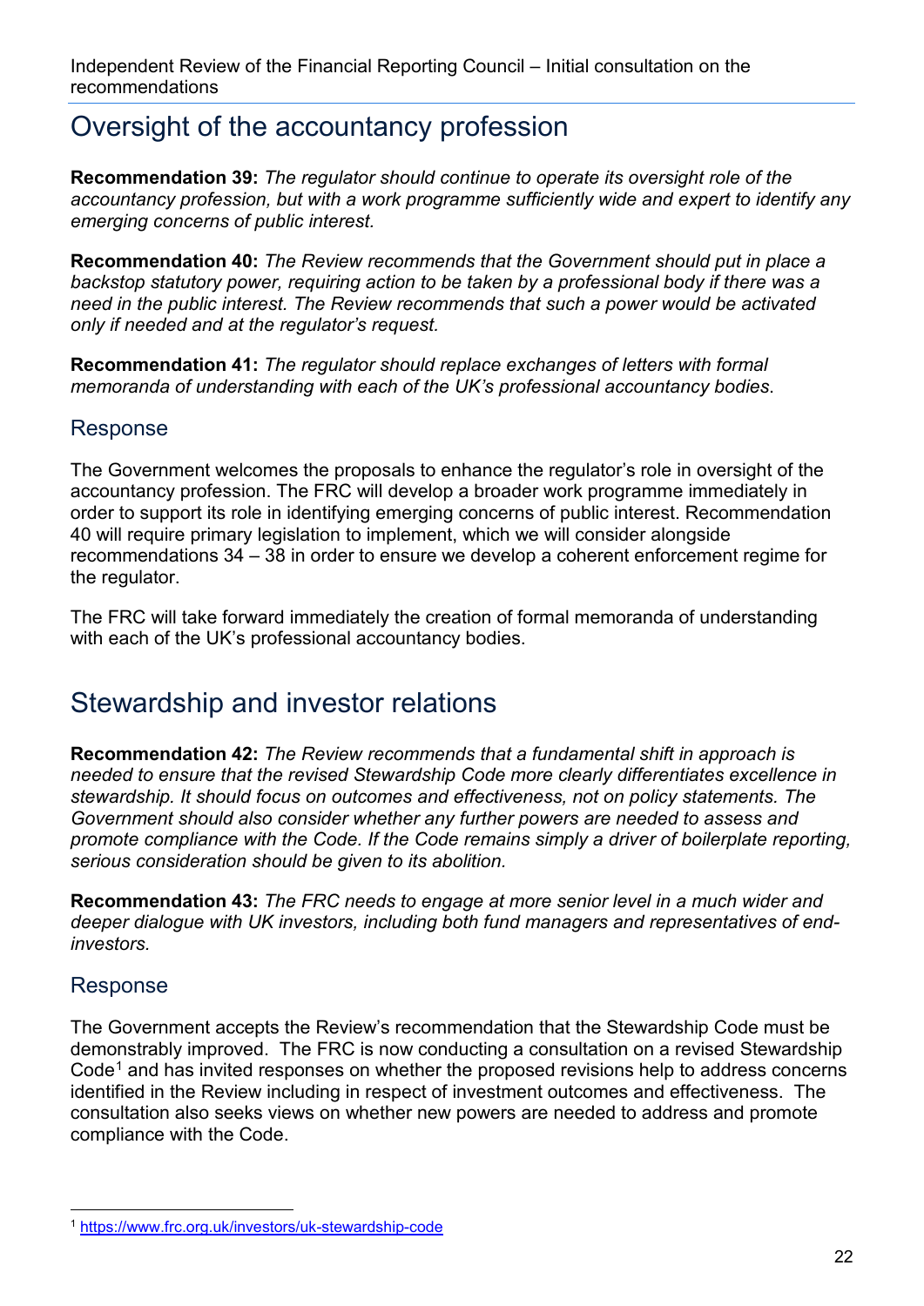## Oversight of the accountancy profession

**Recommendation 39:** *The regulator should continue to operate its oversight role of the accountancy profession, but with a work programme sufficiently wide and expert to identify any emerging concerns of public interest.*

**Recommendation 40:** *The Review recommends that the Government should put in place a backstop statutory power, requiring action to be taken by a professional body if there was a need in the public interest. The Review recommends that such a power would be activated only if needed and at the regulator's request.*

**Recommendation 41:** *The regulator should replace exchanges of letters with formal memoranda of understanding with each of the UK's professional accountancy bodies*.

### Response

The Government welcomes the proposals to enhance the regulator's role in oversight of the accountancy profession. The FRC will develop a broader work programme immediately in order to support its role in identifying emerging concerns of public interest. Recommendation 40 will require primary legislation to implement, which we will consider alongside recommendations 34 – 38 in order to ensure we develop a coherent enforcement regime for the regulator.

The FRC will take forward immediately the creation of formal memoranda of understanding with each of the UK's professional accountancy bodies.

## Stewardship and investor relations

**Recommendation 42:** *The Review recommends that a fundamental shift in approach is needed to ensure that the revised Stewardship Code more clearly differentiates excellence in stewardship. It should focus on outcomes and effectiveness, not on policy statements. The Government should also consider whether any further powers are needed to assess and promote compliance with the Code. If the Code remains simply a driver of boilerplate reporting, serious consideration should be given to its abolition.*

**Recommendation 43:** *The FRC needs to engage at more senior level in a much wider and deeper dialogue with UK investors, including both fund managers and representatives of end-investors.*

### Response

The Government accepts the Review's recommendation that the Stewardship Code must be demonstrably improved. The FRC is now conducting a consultation on a revised Stewardship Code[1] and has invited responses on whether the proposed revisions help to address concerns identified in the Review including in respect of investment outcomes and effectiveness. The consultation also seeks views on whether new powers are needed to address and promote compliance with the Code.

[1] https://www.frc.org.uk/investors/uk-stewardship-code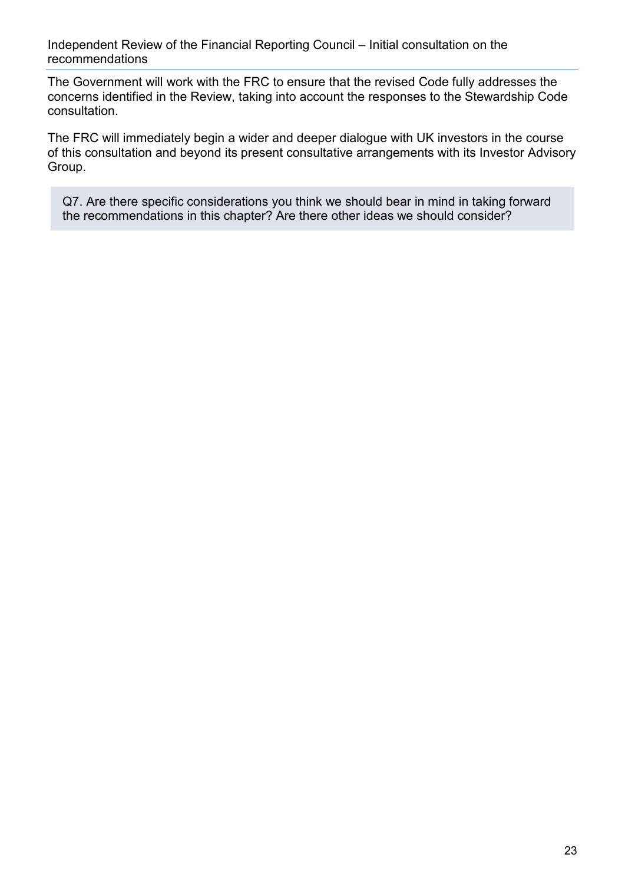The Government will work with the FRC to ensure that the revised Code fully addresses the concerns identified in the Review, taking into account the responses to the Stewardship Code consultation.

The FRC will immediately begin a wider and deeper dialogue with UK investors in the course of this consultation and beyond its present consultative arrangements with its Investor Advisory Group.

> Q7. Are there specific considerations you think we should bear in mind in taking forward the recommendations in this chapter? Are there other ideas we should consider?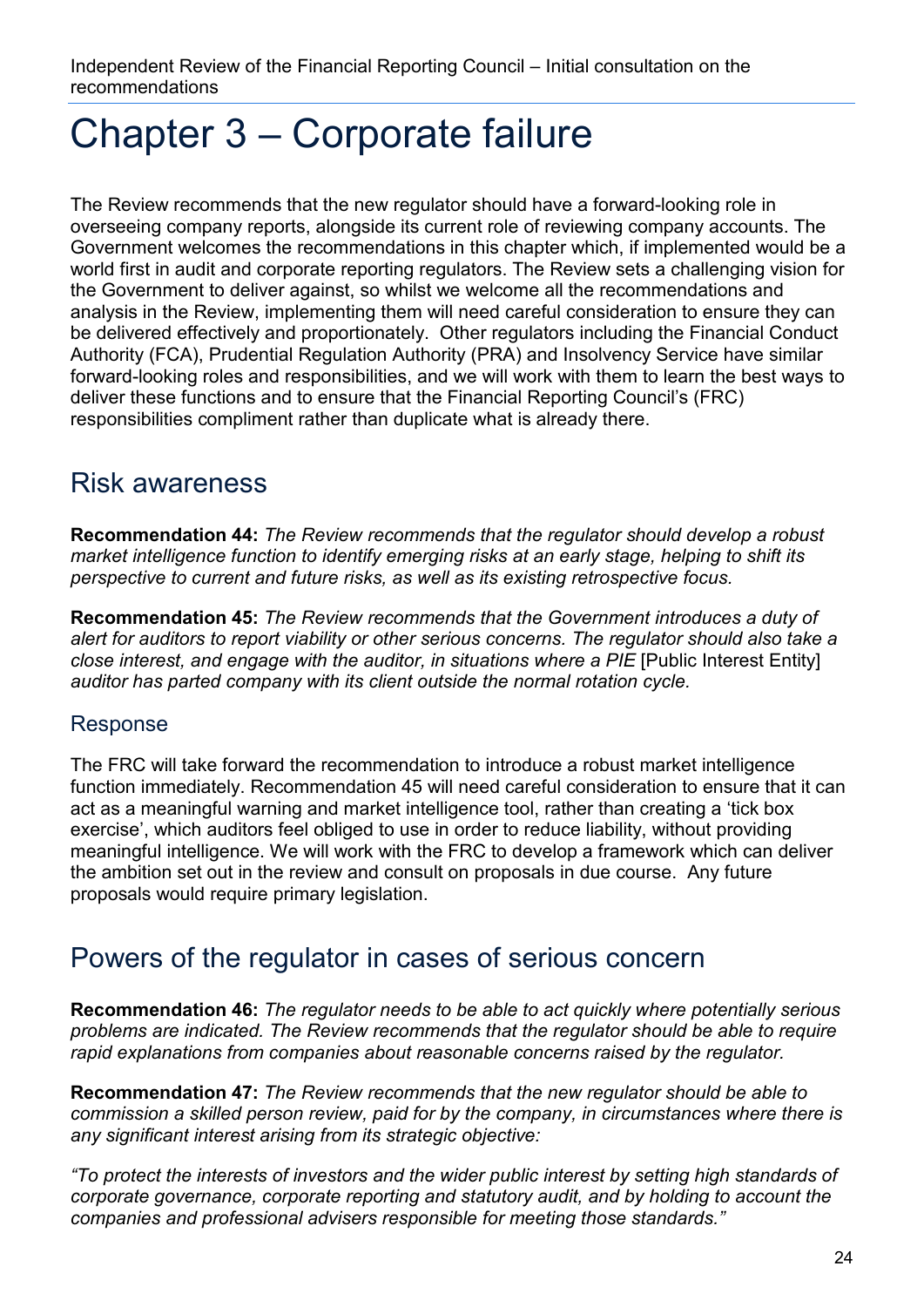# Chapter 3 – Corporate failure

The Review recommends that the new regulator should have a forward-looking role in overseeing company reports, alongside its current role of reviewing company accounts. The Government welcomes the recommendations in this chapter which, if implemented would be a world first in audit and corporate reporting regulators. The Review sets a challenging vision for the Government to deliver against, so whilst we welcome all the recommendations and analysis in the Review, implementing them will need careful consideration to ensure they can be delivered effectively and proportionately. Other regulators including the Financial Conduct Authority (FCA), Prudential Regulation Authority (PRA) and Insolvency Service have similar forward-looking roles and responsibilities, and we will work with them to learn the best ways to deliver these functions and to ensure that the Financial Reporting Council's (FRC) responsibilities compliment rather than duplicate what is already there.

## Risk awareness

**Recommendation 44:** *The Review recommends that the regulator should develop a robust market intelligence function to identify emerging risks at an early stage, helping to shift its perspective to current and future risks, as well as its existing retrospective focus.*

**Recommendation 45:** *The Review recommends that the Government introduces a duty of alert for auditors to report viability or other serious concerns. The regulator should also take a close interest, and engage with the auditor, in situations where a PIE* [Public Interest Entity] *auditor has parted company with its client outside the normal rotation cycle.*

### Response

The FRC will take forward the recommendation to introduce a robust market intelligence function immediately. Recommendation 45 will need careful consideration to ensure that it can act as a meaningful warning and market intelligence tool, rather than creating a 'tick box exercise', which auditors feel obliged to use in order to reduce liability, without providing meaningful intelligence. We will work with the FRC to develop a framework which can deliver the ambition set out in the review and consult on proposals in due course. Any future proposals would require primary legislation.

## Powers of the regulator in cases of serious concern

**Recommendation 46:** *The regulator needs to be able to act quickly where potentially serious problems are indicated. The Review recommends that the regulator should be able to require rapid explanations from companies about reasonable concerns raised by the regulator.*

**Recommendation 47:** *The Review recommends that the new regulator should be able to commission a skilled person review, paid for by the company, in circumstances where there is any significant interest arising from its strategic objective:*

*"To protect the interests of investors and the wider public interest by setting high standards of corporate governance, corporate reporting and statutory audit, and by holding to account the companies and professional advisers responsible for meeting those standards."*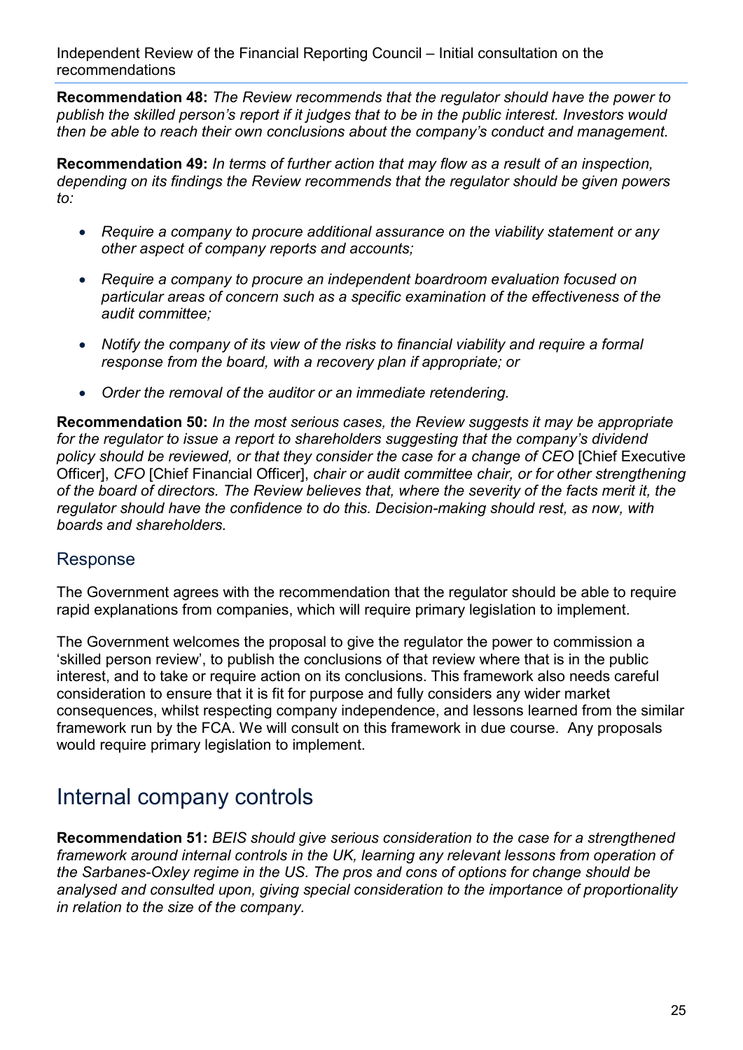**Recommendation 48:** *The Review recommends that the regulator should have the power to publish the skilled person's report if it judges that to be in the public interest. Investors would then be able to reach their own conclusions about the company's conduct and management.*

**Recommendation 49:** *In terms of further action that may flow as a result of an inspection, depending on its findings the Review recommends that the regulator should be given powers to:*

- *Require a company to procure additional assurance on the viability statement or any other aspect of company reports and accounts;*
- *Require a company to procure an independent boardroom evaluation focused on particular areas of concern such as a specific examination of the effectiveness of the audit committee;*
- *Notify the company of its view of the risks to financial viability and require a formal response from the board, with a recovery plan if appropriate; or*
- *Order the removal of the auditor or an immediate retendering.*

**Recommendation 50:** *In the most serious cases, the Review suggests it may be appropriate for the regulator to issue a report to shareholders suggesting that the company's dividend policy should be reviewed, or that they consider the case for a change of CEO* [Chief Executive Officer], *CFO* [Chief Financial Officer], *chair or audit committee chair, or for other strengthening of the board of directors. The Review believes that, where the severity of the facts merit it, the regulator should have the confidence to do this. Decision-making should rest, as now, with boards and shareholders.*

### Response

The Government agrees with the recommendation that the regulator should be able to require rapid explanations from companies, which will require primary legislation to implement.

The Government welcomes the proposal to give the regulator the power to commission a 'skilled person review', to publish the conclusions of that review where that is in the public interest, and to take or require action on its conclusions. This framework also needs careful consideration to ensure that it is fit for purpose and fully considers any wider market consequences, whilst respecting company independence, and lessons learned from the similar framework run by the FCA. We will consult on this framework in due course. Any proposals would require primary legislation to implement.

## Internal company controls

**Recommendation 51:** *BEIS should give serious consideration to the case for a strengthened framework around internal controls in the UK, learning any relevant lessons from operation of the Sarbanes-Oxley regime in the US. The pros and cons of options for change should be analysed and consulted upon, giving special consideration to the importance of proportionality in relation to the size of the company.*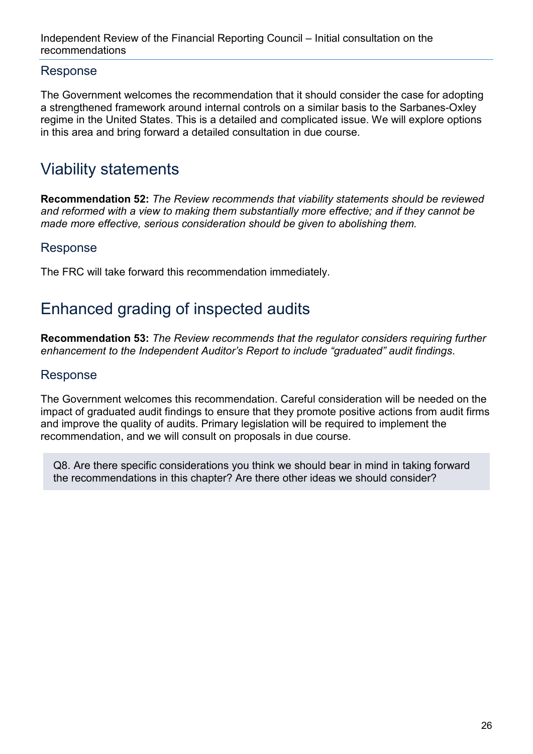### Response

The Government welcomes the recommendation that it should consider the case for adopting a strengthened framework around internal controls on a similar basis to the Sarbanes-Oxley regime in the United States. This is a detailed and complicated issue. We will explore options in this area and bring forward a detailed consultation in due course.

## Viability statements

**Recommendation 52:** *The Review recommends that viability statements should be reviewed and reformed with a view to making them substantially more effective; and if they cannot be made more effective, serious consideration should be given to abolishing them.*

### Response

The FRC will take forward this recommendation immediately.

## Enhanced grading of inspected audits

**Recommendation 53:** *The Review recommends that the regulator considers requiring further enhancement to the Independent Auditor's Report to include "graduated" audit findings*.

### Response

The Government welcomes this recommendation. Careful consideration will be needed on the impact of graduated audit findings to ensure that they promote positive actions from audit firms and improve the quality of audits. Primary legislation will be required to implement the recommendation, and we will consult on proposals in due course.

> Q8. Are there specific considerations you think we should bear in mind in taking forward the recommendations in this chapter? Are there other ideas we should consider?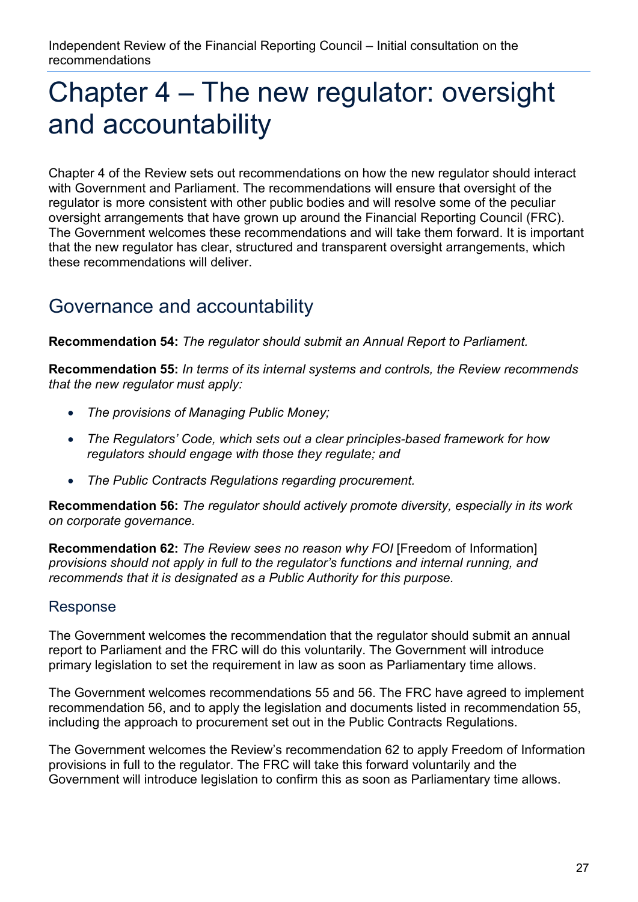# Chapter 4 – The new regulator: oversight and accountability

Chapter 4 of the Review sets out recommendations on how the new regulator should interact with Government and Parliament. The recommendations will ensure that oversight of the regulator is more consistent with other public bodies and will resolve some of the peculiar oversight arrangements that have grown up around the Financial Reporting Council (FRC). The Government welcomes these recommendations and will take them forward. It is important that the new regulator has clear, structured and transparent oversight arrangements, which these recommendations will deliver.

## Governance and accountability

**Recommendation 54:** *The regulator should submit an Annual Report to Parliament.*

**Recommendation 55:** *In terms of its internal systems and controls, the Review recommends that the new regulator must apply:*

- *The provisions of Managing Public Money;*
- *The Regulators' Code, which sets out a clear principles-based framework for how regulators should engage with those they regulate; and*
- *The Public Contracts Regulations regarding procurement.*

**Recommendation 56:** *The regulator should actively promote diversity, especially in its work on corporate governance.*

**Recommendation 62:** *The Review sees no reason why FOI* [Freedom of Information] *provisions should not apply in full to the regulator's functions and internal running, and recommends that it is designated as a Public Authority for this purpose.*

### Response

The Government welcomes the recommendation that the regulator should submit an annual report to Parliament and the FRC will do this voluntarily. The Government will introduce primary legislation to set the requirement in law as soon as Parliamentary time allows.

The Government welcomes recommendations 55 and 56. The FRC have agreed to implement recommendation 56, and to apply the legislation and documents listed in recommendation 55, including the approach to procurement set out in the Public Contracts Regulations.

The Government welcomes the Review's recommendation 62 to apply Freedom of Information provisions in full to the regulator. The FRC will take this forward voluntarily and the Government will introduce legislation to confirm this as soon as Parliamentary time allows.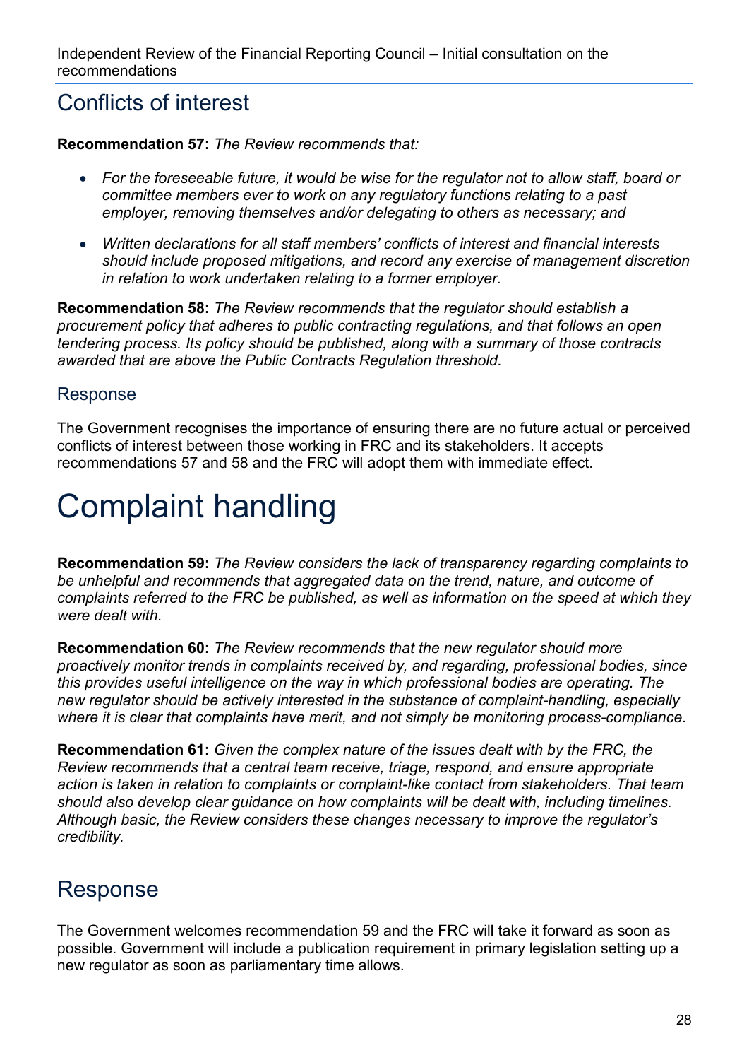## Conflicts of interest

**Recommendation 57:** *The Review recommends that:*

- *For the foreseeable future, it would be wise for the regulator not to allow staff, board or committee members ever to work on any regulatory functions relating to a past employer, removing themselves and/or delegating to others as necessary; and*
- *Written declarations for all staff members' conflicts of interest and financial interests should include proposed mitigations, and record any exercise of management discretion in relation to work undertaken relating to a former employer.*

**Recommendation 58:** *The Review recommends that the regulator should establish a procurement policy that adheres to public contracting regulations, and that follows an open tendering process. Its policy should be published, along with a summary of those contracts awarded that are above the Public Contracts Regulation threshold.*

### Response

The Government recognises the importance of ensuring there are no future actual or perceived conflicts of interest between those working in FRC and its stakeholders. It accepts recommendations 57 and 58 and the FRC will adopt them with immediate effect.

# Complaint handling

**Recommendation 59:** *The Review considers the lack of transparency regarding complaints to be unhelpful and recommends that aggregated data on the trend, nature, and outcome of complaints referred to the FRC be published, as well as information on the speed at which they were dealt with.*

**Recommendation 60:** *The Review recommends that the new regulator should more proactively monitor trends in complaints received by, and regarding, professional bodies, since this provides useful intelligence on the way in which professional bodies are operating. The new regulator should be actively interested in the substance of complaint-handling, especially where it is clear that complaints have merit, and not simply be monitoring process-compliance.*

**Recommendation 61:** *Given the complex nature of the issues dealt with by the FRC, the Review recommends that a central team receive, triage, respond, and ensure appropriate action is taken in relation to complaints or complaint-like contact from stakeholders. That team should also develop clear guidance on how complaints will be dealt with, including timelines. Although basic, the Review considers these changes necessary to improve the regulator's credibility.*

## Response

The Government welcomes recommendation 59 and the FRC will take it forward as soon as possible. Government will include a publication requirement in primary legislation setting up a new regulator as soon as parliamentary time allows.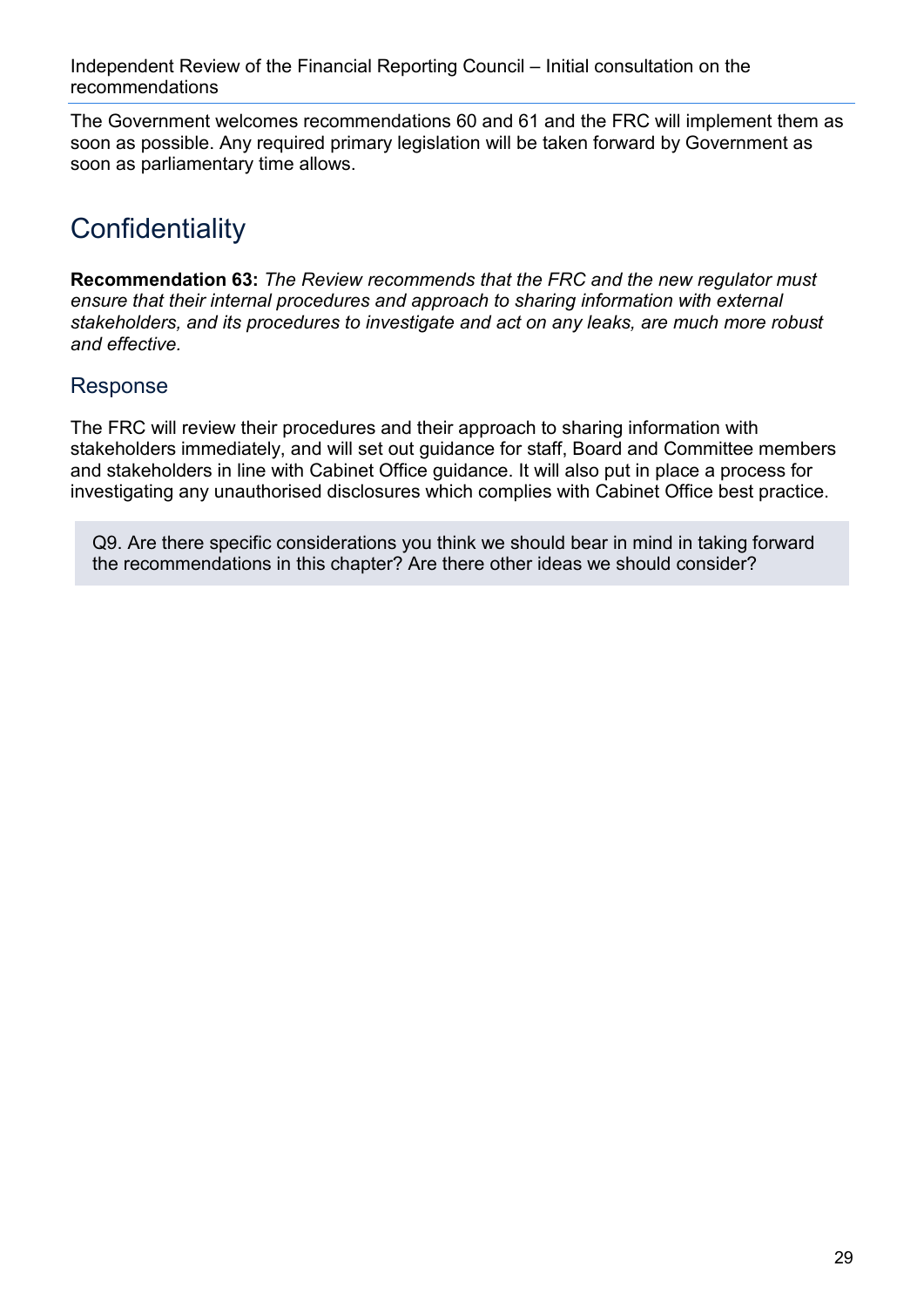The Government welcomes recommendations 60 and 61 and the FRC will implement them as soon as possible. Any required primary legislation will be taken forward by Government as soon as parliamentary time allows.

## Confidentiality

**Recommendation 63:** *The Review recommends that the FRC and the new regulator must ensure that their internal procedures and approach to sharing information with external stakeholders, and its procedures to investigate and act on any leaks, are much more robust and effective.*

### Response

The FRC will review their procedures and their approach to sharing information with stakeholders immediately, and will set out guidance for staff, Board and Committee members and stakeholders in line with Cabinet Office guidance. It will also put in place a process for investigating any unauthorised disclosures which complies with Cabinet Office best practice.

> Q9. Are there specific considerations you think we should bear in mind in taking forward the recommendations in this chapter? Are there other ideas we should consider?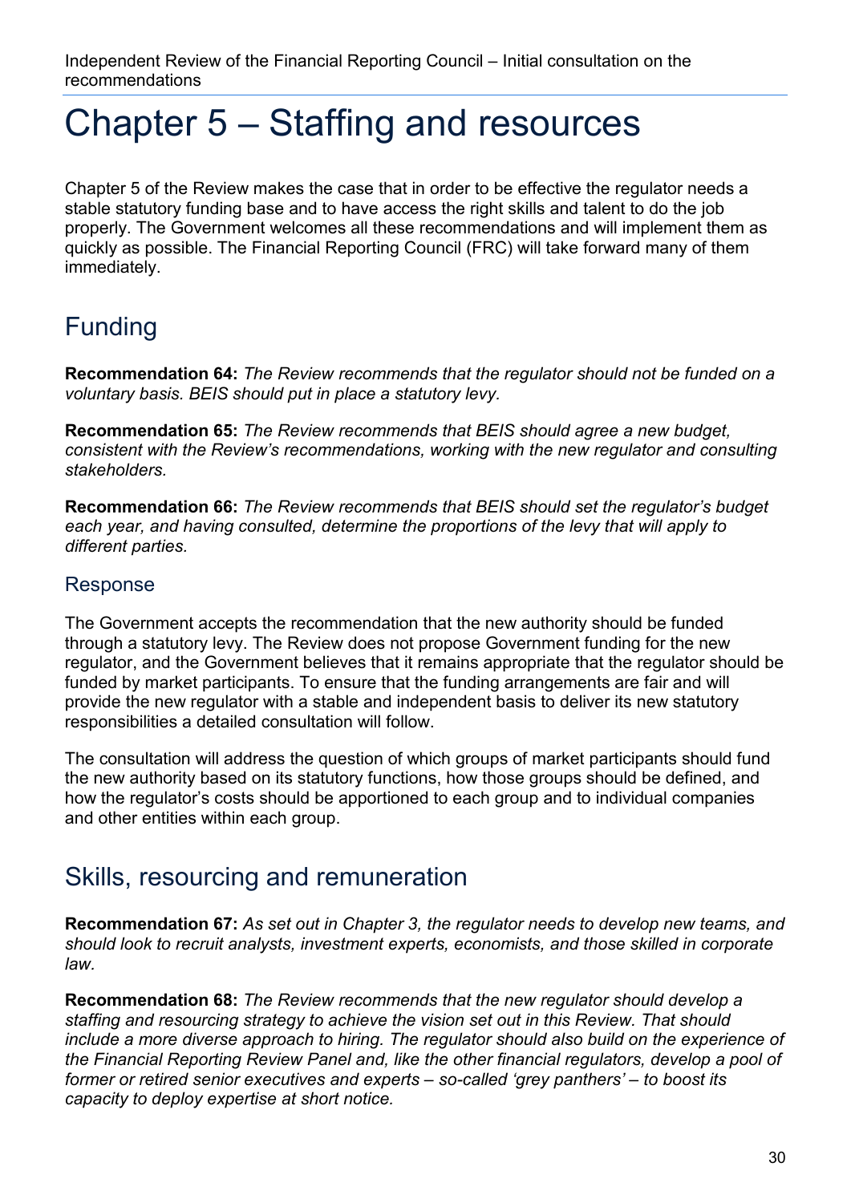# Chapter 5 – Staffing and resources

Chapter 5 of the Review makes the case that in order to be effective the regulator needs a stable statutory funding base and to have access the right skills and talent to do the job properly. The Government welcomes all these recommendations and will implement them as quickly as possible. The Financial Reporting Council (FRC) will take forward many of them immediately.

## Funding

**Recommendation 64:** *The Review recommends that the regulator should not be funded on a voluntary basis. BEIS should put in place a statutory levy.*

**Recommendation 65:** *The Review recommends that BEIS should agree a new budget, consistent with the Review's recommendations, working with the new regulator and consulting stakeholders.*

**Recommendation 66:** *The Review recommends that BEIS should set the regulator's budget each year, and having consulted, determine the proportions of the levy that will apply to different parties.*

### Response

The Government accepts the recommendation that the new authority should be funded through a statutory levy. The Review does not propose Government funding for the new regulator, and the Government believes that it remains appropriate that the regulator should be funded by market participants. To ensure that the funding arrangements are fair and will provide the new regulator with a stable and independent basis to deliver its new statutory responsibilities a detailed consultation will follow.

The consultation will address the question of which groups of market participants should fund the new authority based on its statutory functions, how those groups should be defined, and how the regulator's costs should be apportioned to each group and to individual companies and other entities within each group.

## Skills, resourcing and remuneration

**Recommendation 67:** *As set out in Chapter 3, the regulator needs to develop new teams, and should look to recruit analysts, investment experts, economists, and those skilled in corporate law.*

**Recommendation 68:** *The Review recommends that the new regulator should develop a staffing and resourcing strategy to achieve the vision set out in this Review. That should include a more diverse approach to hiring. The regulator should also build on the experience of the Financial Reporting Review Panel and, like the other financial regulators, develop a pool of former or retired senior executives and experts – so-called 'grey panthers' – to boost its capacity to deploy expertise at short notice.*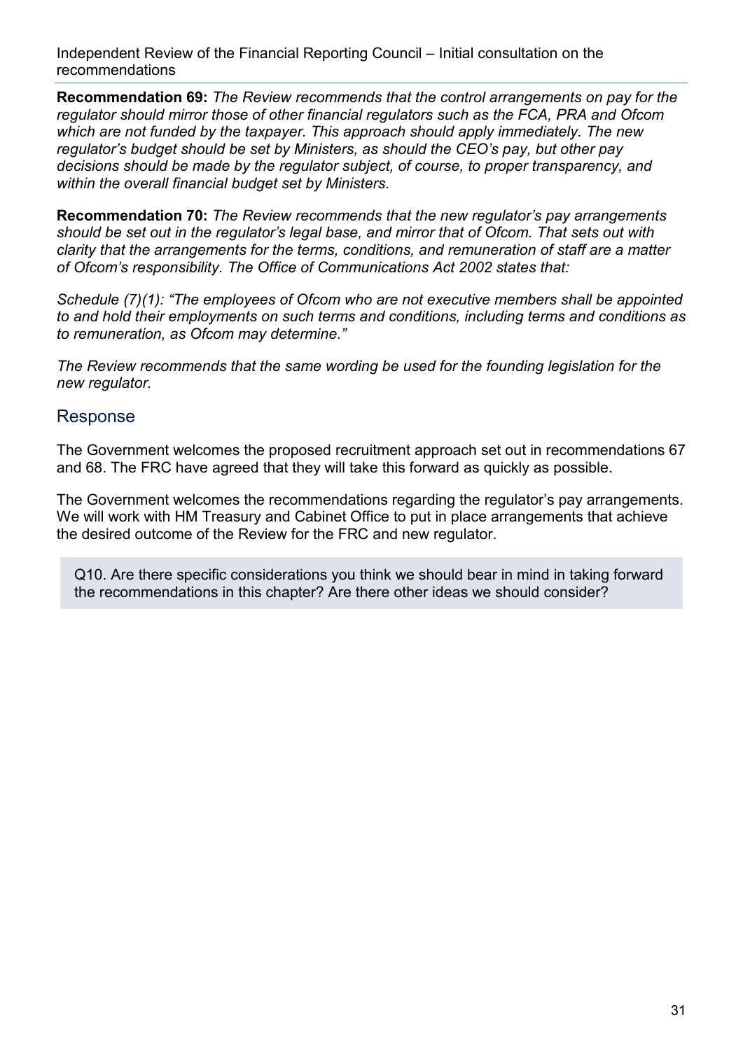**Recommendation 69:** *The Review recommends that the control arrangements on pay for the regulator should mirror those of other financial regulators such as the FCA, PRA and Ofcom which are not funded by the taxpayer. This approach should apply immediately. The new regulator's budget should be set by Ministers, as should the CEO's pay, but other pay decisions should be made by the regulator subject, of course, to proper transparency, and within the overall financial budget set by Ministers.*

**Recommendation 70:** *The Review recommends that the new regulator's pay arrangements should be set out in the regulator's legal base, and mirror that of Ofcom. That sets out with clarity that the arrangements for the terms, conditions, and remuneration of staff are a matter of Ofcom's responsibility. The Office of Communications Act 2002 states that:*

*Schedule (7)(1): "The employees of Ofcom who are not executive members shall be appointed to and hold their employments on such terms and conditions, including terms and conditions as to remuneration, as Ofcom may determine."*

*The Review recommends that the same wording be used for the founding legislation for the new regulator.*

## Response

The Government welcomes the proposed recruitment approach set out in recommendations 67 and 68. The FRC have agreed that they will take this forward as quickly as possible.

The Government welcomes the recommendations regarding the regulator's pay arrangements. We will work with HM Treasury and Cabinet Office to put in place arrangements that achieve the desired outcome of the Review for the FRC and new regulator.

Q10. Are there specific considerations you think we should bear in mind in taking forward the recommendations in this chapter? Are there other ideas we should consider?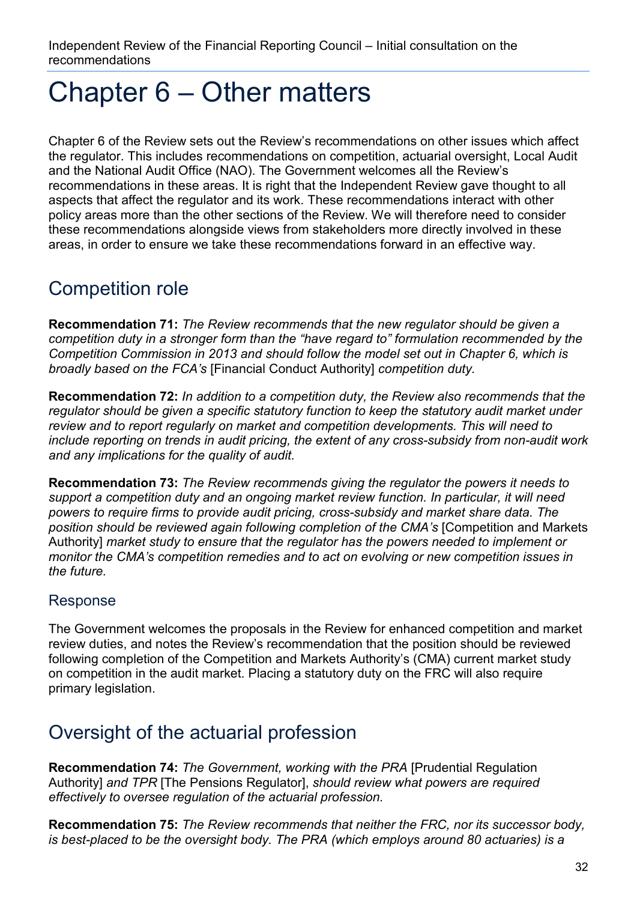# Chapter 6 – Other matters

Chapter 6 of the Review sets out the Review's recommendations on other issues which affect the regulator. This includes recommendations on competition, actuarial oversight, Local Audit and the National Audit Office (NAO). The Government welcomes all the Review's recommendations in these areas. It is right that the Independent Review gave thought to all aspects that affect the regulator and its work. These recommendations interact with other policy areas more than the other sections of the Review. We will therefore need to consider these recommendations alongside views from stakeholders more directly involved in these areas, in order to ensure we take these recommendations forward in an effective way.

## Competition role

**Recommendation 71:** *The Review recommends that the new regulator should be given a competition duty in a stronger form than the "have regard to" formulation recommended by the Competition Commission in 2013 and should follow the model set out in Chapter 6, which is broadly based on the FCA's* [Financial Conduct Authority] *competition duty.*

**Recommendation 72:** *In addition to a competition duty, the Review also recommends that the regulator should be given a specific statutory function to keep the statutory audit market under review and to report regularly on market and competition developments. This will need to include reporting on trends in audit pricing, the extent of any cross-subsidy from non-audit work and any implications for the quality of audit.*

**Recommendation 73:** *The Review recommends giving the regulator the powers it needs to support a competition duty and an ongoing market review function. In particular, it will need powers to require firms to provide audit pricing, cross-subsidy and market share data. The position should be reviewed again following completion of the CMA's* [Competition and Markets Authority] *market study to ensure that the regulator has the powers needed to implement or monitor the CMA's competition remedies and to act on evolving or new competition issues in the future.*

### Response

The Government welcomes the proposals in the Review for enhanced competition and market review duties, and notes the Review's recommendation that the position should be reviewed following completion of the Competition and Markets Authority's (CMA) current market study on competition in the audit market. Placing a statutory duty on the FRC will also require primary legislation.

## Oversight of the actuarial profession

**Recommendation 74:** *The Government, working with the PRA* [Prudential Regulation Authority] *and TPR* [The Pensions Regulator], *should review what powers are required effectively to oversee regulation of the actuarial profession.*

**Recommendation 75:** *The Review recommends that neither the FRC, nor its successor body, is best-placed to be the oversight body. The PRA (which employs around 80 actuaries) is a*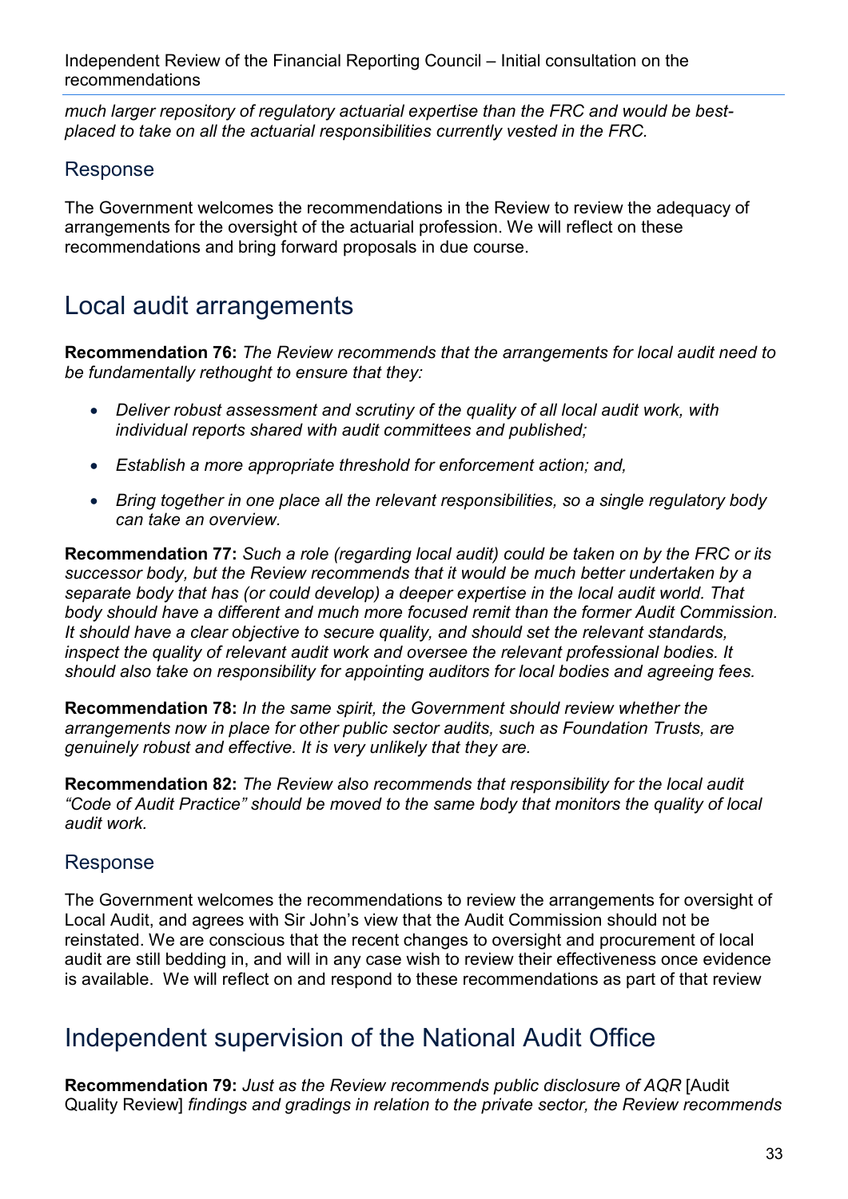*much larger repository of regulatory actuarial expertise than the FRC and would be best-placed to take on all the actuarial responsibilities currently vested in the FRC.*

### Response

The Government welcomes the recommendations in the Review to review the adequacy of arrangements for the oversight of the actuarial profession. We will reflect on these recommendations and bring forward proposals in due course.

## Local audit arrangements

**Recommendation 76:** *The Review recommends that the arrangements for local audit need to be fundamentally rethought to ensure that they:*

- *Deliver robust assessment and scrutiny of the quality of all local audit work, with individual reports shared with audit committees and published;*
- *Establish a more appropriate threshold for enforcement action; and,*
- *Bring together in one place all the relevant responsibilities, so a single regulatory body can take an overview.*

**Recommendation 77:** *Such a role (regarding local audit) could be taken on by the FRC or its successor body, but the Review recommends that it would be much better undertaken by a separate body that has (or could develop) a deeper expertise in the local audit world. That body should have a different and much more focused remit than the former Audit Commission. It should have a clear objective to secure quality, and should set the relevant standards, inspect the quality of relevant audit work and oversee the relevant professional bodies. It should also take on responsibility for appointing auditors for local bodies and agreeing fees.*

**Recommendation 78:** *In the same spirit, the Government should review whether the arrangements now in place for other public sector audits, such as Foundation Trusts, are genuinely robust and effective. It is very unlikely that they are.*

**Recommendation 82:** *The Review also recommends that responsibility for the local audit "Code of Audit Practice" should be moved to the same body that monitors the quality of local audit work.*

### Response

The Government welcomes the recommendations to review the arrangements for oversight of Local Audit, and agrees with Sir John's view that the Audit Commission should not be reinstated. We are conscious that the recent changes to oversight and procurement of local audit are still bedding in, and will in any case wish to review their effectiveness once evidence is available. We will reflect on and respond to these recommendations as part of that review

## Independent supervision of the National Audit Office

**Recommendation 79:** *Just as the Review recommends public disclosure of AQR* [Audit Quality Review] *findings and gradings in relation to the private sector, the Review recommends*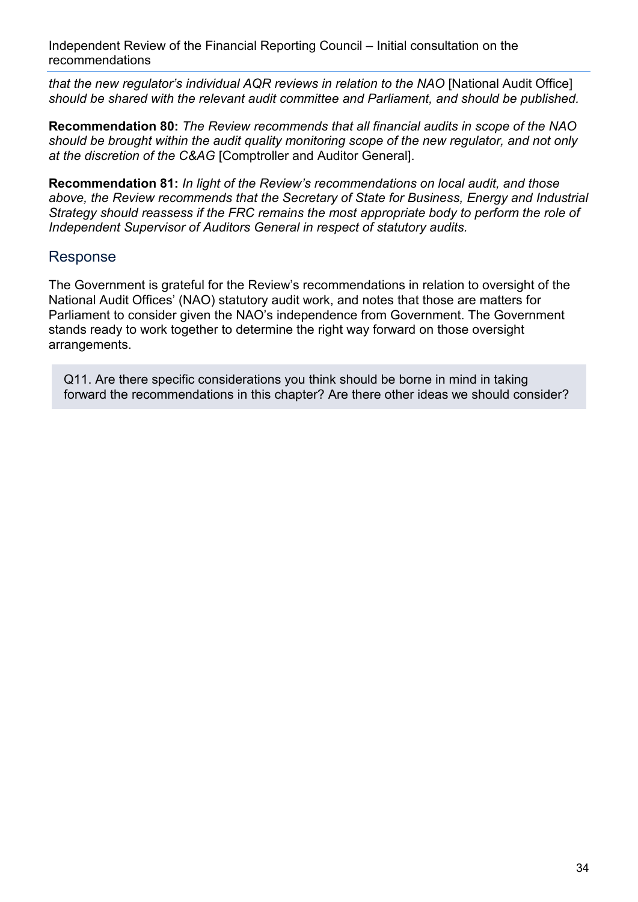*that the new regulator's individual AQR reviews in relation to the NAO* [National Audit Office] *should be shared with the relevant audit committee and Parliament, and should be published.*

**Recommendation 80:** *The Review recommends that all financial audits in scope of the NAO should be brought within the audit quality monitoring scope of the new regulator, and not only at the discretion of the C&AG* [Comptroller and Auditor General].

**Recommendation 81:** *In light of the Review's recommendations on local audit, and those above, the Review recommends that the Secretary of State for Business, Energy and Industrial Strategy should reassess if the FRC remains the most appropriate body to perform the role of Independent Supervisor of Auditors General in respect of statutory audits.*

## Response

The Government is grateful for the Review's recommendations in relation to oversight of the National Audit Offices' (NAO) statutory audit work, and notes that those are matters for Parliament to consider given the NAO's independence from Government. The Government stands ready to work together to determine the right way forward on those oversight arrangements.

> Q11. Are there specific considerations you think should be borne in mind in taking forward the recommendations in this chapter? Are there other ideas we should consider?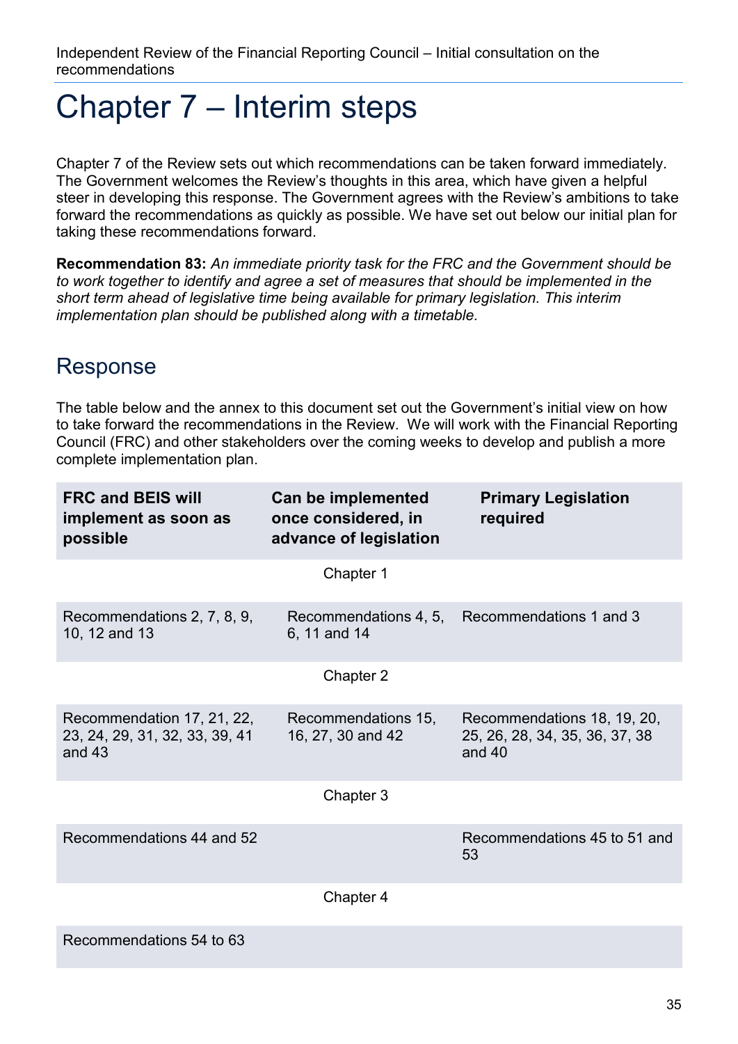# Chapter 7 – Interim steps

Chapter 7 of the Review sets out which recommendations can be taken forward immediately. The Government welcomes the Review's thoughts in this area, which have given a helpful steer in developing this response. The Government agrees with the Review's ambitions to take forward the recommendations as quickly as possible. We have set out below our initial plan for taking these recommendations forward.

**Recommendation 83:** *An immediate priority task for the FRC and the Government should be to work together to identify and agree a set of measures that should be implemented in the short term ahead of legislative time being available for primary legislation. This interim implementation plan should be published along with a timetable.*

## Response

The table below and the annex to this document set out the Government's initial view on how to take forward the recommendations in the Review. We will work with the Financial Reporting Council (FRC) and other stakeholders over the coming weeks to develop and publish a more complete implementation plan.

| FRC and BEIS will implement as soon as possible | Can be implemented once considered, in advance of legislation | Primary Legislation required |
|---|---|---|
| | Chapter 1 | |
| Recommendations 2, 7, 8, 9, 10, 12 and 13 | Recommendations 4, 5, 6, 11 and 14 | Recommendations 1 and 3 |
| | Chapter 2 | |
| Recommendation 17, 21, 22, 23, 24, 29, 31, 32, 33, 39, 41 and 43 | Recommendations 15, 16, 27, 30 and 42 | Recommendations 18, 19, 20, 25, 26, 28, 34, 35, 36, 37, 38 and 40 |
| | Chapter 3 | |
| Recommendations 44 and 52 | | Recommendations 45 to 51 and 53 |
| | Chapter 4 | |
| Recommendations 54 to 63 | | |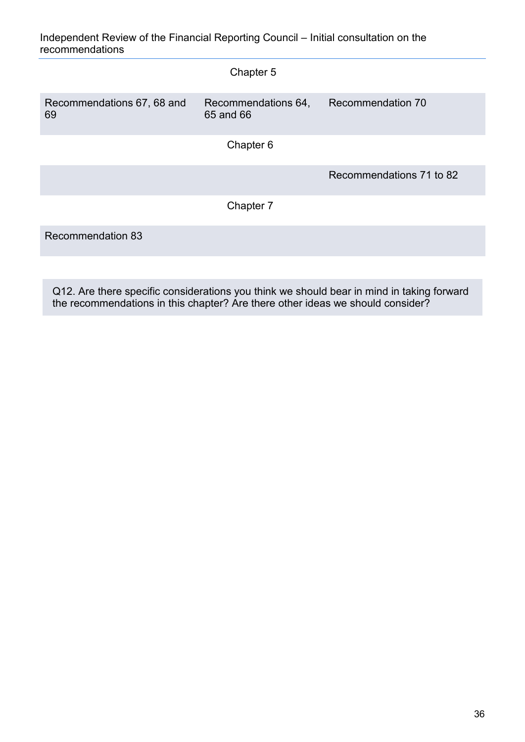| | Chapter 5 | |
|---|---|---|
| Recommendations 67, 68 and 69 | Recommendations 64, 65 and 66 | Recommendation 70 |
| | Chapter 6 | |
| | | Recommendations 71 to 82 |
| | Chapter 7 | |
| Recommendation 83 | | |

Q12. Are there specific considerations you think we should bear in mind in taking forward the recommendations in this chapter? Are there other ideas we should consider?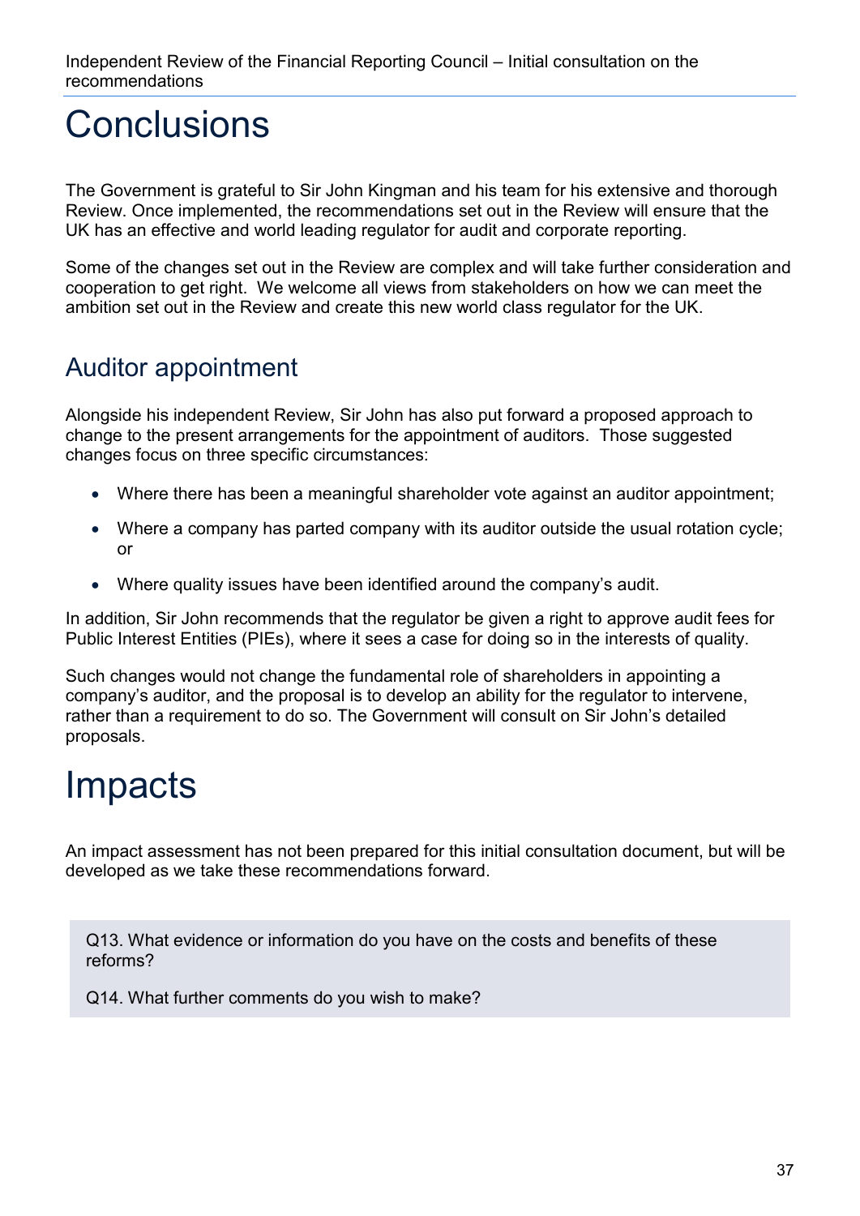# Conclusions

The Government is grateful to Sir John Kingman and his team for his extensive and thorough Review. Once implemented, the recommendations set out in the Review will ensure that the UK has an effective and world leading regulator for audit and corporate reporting.

Some of the changes set out in the Review are complex and will take further consideration and cooperation to get right. We welcome all views from stakeholders on how we can meet the ambition set out in the Review and create this new world class regulator for the UK.

## Auditor appointment

Alongside his independent Review, Sir John has also put forward a proposed approach to change to the present arrangements for the appointment of auditors. Those suggested changes focus on three specific circumstances:

- Where there has been a meaningful shareholder vote against an auditor appointment;
- Where a company has parted company with its auditor outside the usual rotation cycle; or
- Where quality issues have been identified around the company's audit.

In addition, Sir John recommends that the regulator be given a right to approve audit fees for Public Interest Entities (PIEs), where it sees a case for doing so in the interests of quality.

Such changes would not change the fundamental role of shareholders in appointing a company's auditor, and the proposal is to develop an ability for the regulator to intervene, rather than a requirement to do so. The Government will consult on Sir John's detailed proposals.

# Impacts

An impact assessment has not been prepared for this initial consultation document, but will be developed as we take these recommendations forward.

Q13. What evidence or information do you have on the costs and benefits of these reforms?

Q14. What further comments do you wish to make?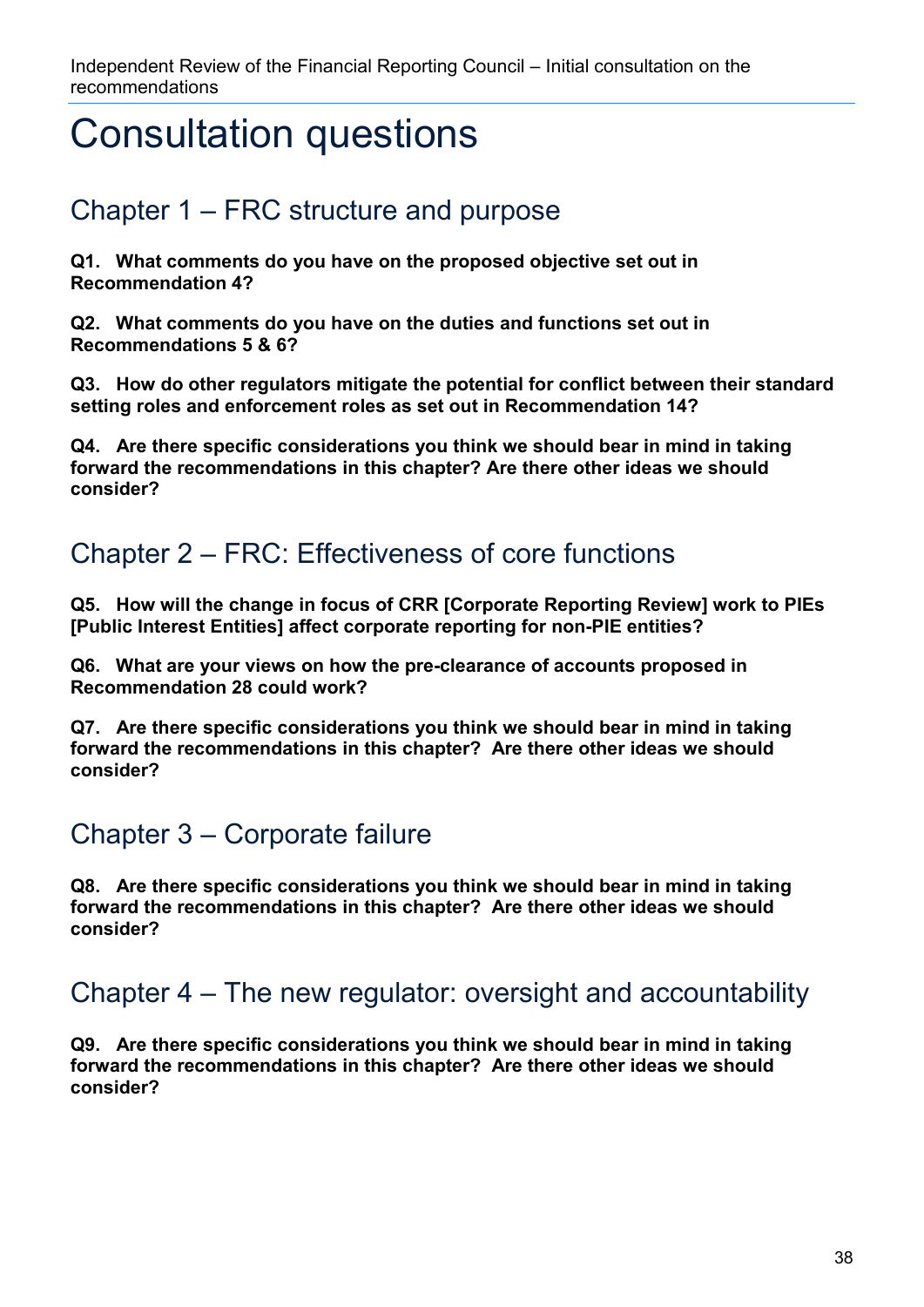# Consultation questions

## Chapter 1 – FRC structure and purpose

**Q1. What comments do you have on the proposed objective set out in Recommendation 4?**

**Q2. What comments do you have on the duties and functions set out in Recommendations 5 & 6?**

**Q3. How do other regulators mitigate the potential for conflict between their standard setting roles and enforcement roles as set out in Recommendation 14?**

**Q4. Are there specific considerations you think we should bear in mind in taking forward the recommendations in this chapter? Are there other ideas we should consider?**

## Chapter 2 – FRC: Effectiveness of core functions

**Q5. How will the change in focus of CRR [Corporate Reporting Review] work to PIEs [Public Interest Entities] affect corporate reporting for non-PIE entities?**

**Q6. What are your views on how the pre-clearance of accounts proposed in Recommendation 28 could work?**

**Q7. Are there specific considerations you think we should bear in mind in taking forward the recommendations in this chapter? Are there other ideas we should consider?**

## Chapter 3 – Corporate failure

**Q8. Are there specific considerations you think we should bear in mind in taking forward the recommendations in this chapter? Are there other ideas we should consider?**

## Chapter 4 – The new regulator: oversight and accountability

**Q9. Are there specific considerations you think we should bear in mind in taking forward the recommendations in this chapter? Are there other ideas we should consider?**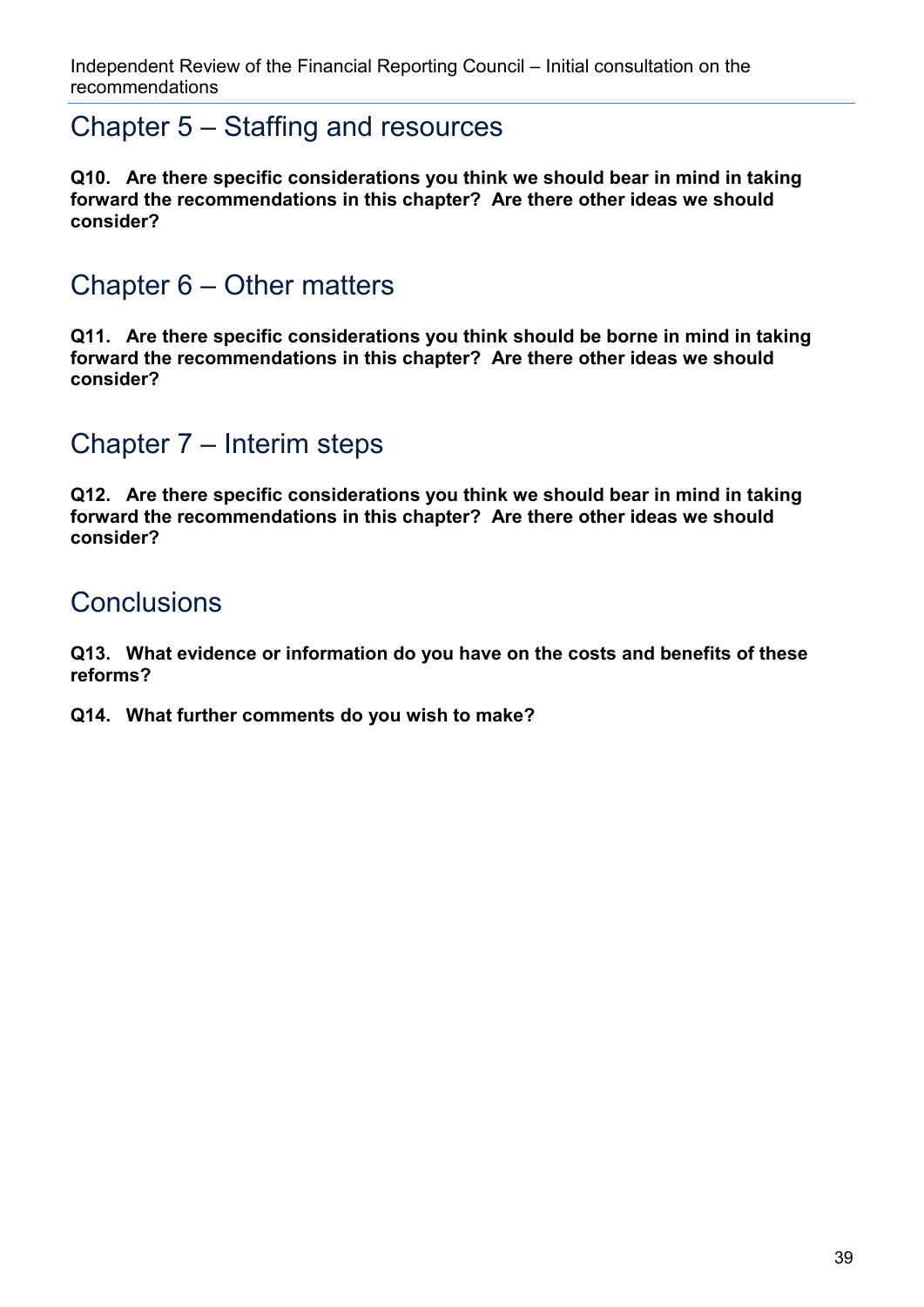## Chapter 5 – Staffing and resources

**Q10. Are there specific considerations you think we should bear in mind in taking forward the recommendations in this chapter? Are there other ideas we should consider?**

## Chapter 6 – Other matters

**Q11. Are there specific considerations you think should be borne in mind in taking forward the recommendations in this chapter? Are there other ideas we should consider?**

## Chapter 7 – Interim steps

**Q12. Are there specific considerations you think we should bear in mind in taking forward the recommendations in this chapter? Are there other ideas we should consider?**

## Conclusions

**Q13. What evidence or information do you have on the costs and benefits of these reforms?**

**Q14. What further comments do you wish to make?**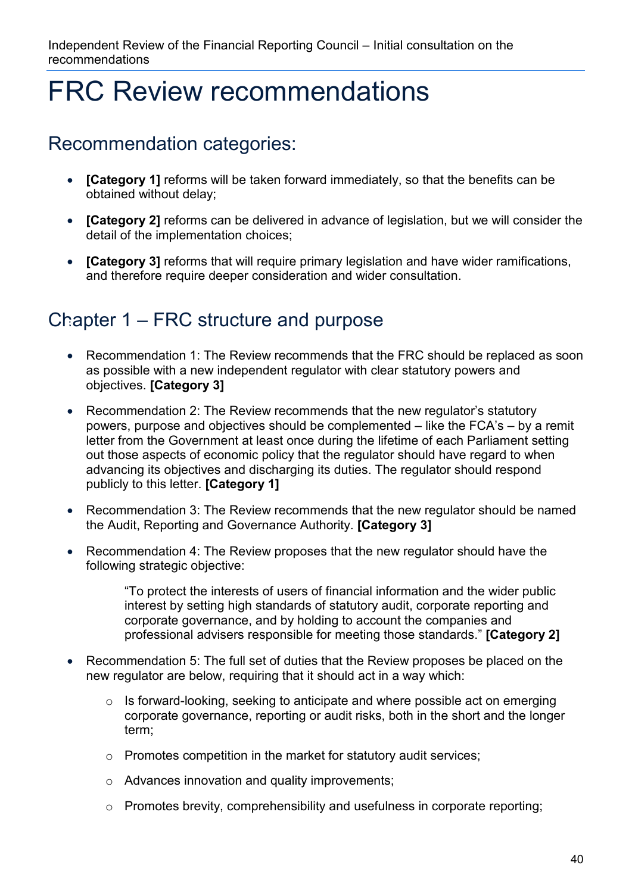# FRC Review recommendations

## Recommendation categories:

- **[Category 1]** reforms will be taken forward immediately, so that the benefits can be obtained without delay;
- **[Category 2]** reforms can be delivered in advance of legislation, but we will consider the detail of the implementation choices;
- **[Category 3]** reforms that will require primary legislation and have wider ramifications, and therefore require deeper consideration and wider consultation.

## Chapter 1 – FRC structure and purpose

- Recommendation 1: The Review recommends that the FRC should be replaced as soon as possible with a new independent regulator with clear statutory powers and objectives. **[Category 3]**
- Recommendation 2: The Review recommends that the new regulator's statutory powers, purpose and objectives should be complemented – like the FCA's – by a remit letter from the Government at least once during the lifetime of each Parliament setting out those aspects of economic policy that the regulator should have regard to when advancing its objectives and discharging its duties. The regulator should respond publicly to this letter. **[Category 1]**
- Recommendation 3: The Review recommends that the new regulator should be named the Audit, Reporting and Governance Authority. **[Category 3]**
- Recommendation 4: The Review proposes that the new regulator should have the following strategic objective:

  > "To protect the interests of users of financial information and the wider public interest by setting high standards of statutory audit, corporate reporting and corporate governance, and by holding to account the companies and professional advisers responsible for meeting those standards." **[Category 2]**

- Recommendation 5: The full set of duties that the Review proposes be placed on the new regulator are below, requiring that it should act in a way which:
  - Is forward-looking, seeking to anticipate and where possible act on emerging corporate governance, reporting or audit risks, both in the short and the longer term;
  - Promotes competition in the market for statutory audit services;
  - Advances innovation and quality improvements;
  - Promotes brevity, comprehensibility and usefulness in corporate reporting;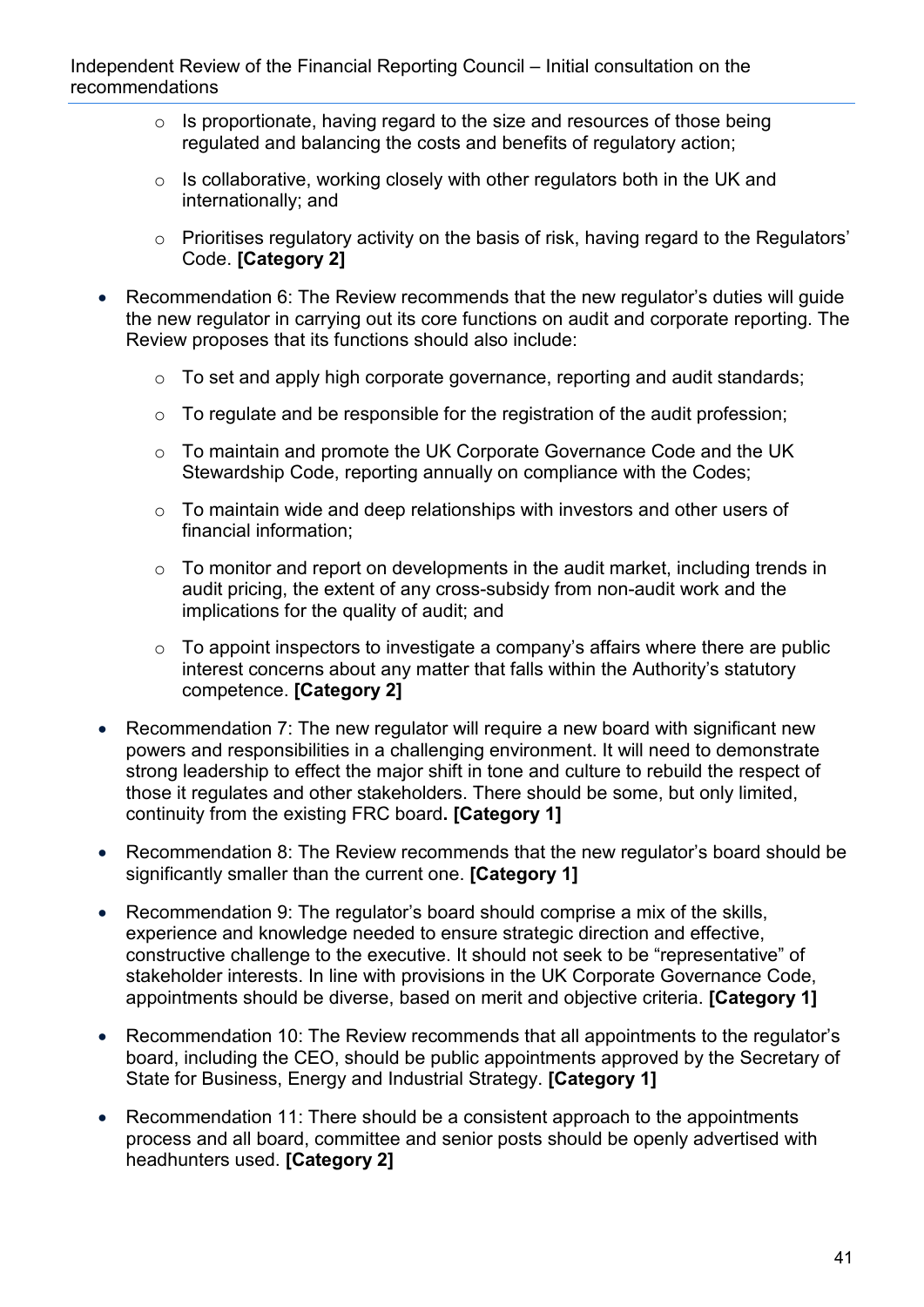- Is proportionate, having regard to the size and resources of those being regulated and balancing the costs and benefits of regulatory action;
- Is collaborative, working closely with other regulators both in the UK and internationally; and
- Prioritises regulatory activity on the basis of risk, having regard to the Regulators' Code. **[Category 2]**

- Recommendation 6: The Review recommends that the new regulator's duties will guide the new regulator in carrying out its core functions on audit and corporate reporting. The Review proposes that its functions should also include:
  - To set and apply high corporate governance, reporting and audit standards;
  - To regulate and be responsible for the registration of the audit profession;
  - To maintain and promote the UK Corporate Governance Code and the UK Stewardship Code, reporting annually on compliance with the Codes;
  - To maintain wide and deep relationships with investors and other users of financial information;
  - To monitor and report on developments in the audit market, including trends in audit pricing, the extent of any cross-subsidy from non-audit work and the implications for the quality of audit; and
  - To appoint inspectors to investigate a company's affairs where there are public interest concerns about any matter that falls within the Authority's statutory competence. **[Category 2]**

- Recommendation 7: The new regulator will require a new board with significant new powers and responsibilities in a challenging environment. It will need to demonstrate strong leadership to effect the major shift in tone and culture to rebuild the respect of those it regulates and other stakeholders. There should be some, but only limited, continuity from the existing FRC board**. [Category 1]**

- Recommendation 8: The Review recommends that the new regulator's board should be significantly smaller than the current one. **[Category 1]**

- Recommendation 9: The regulator's board should comprise a mix of the skills, experience and knowledge needed to ensure strategic direction and effective, constructive challenge to the executive. It should not seek to be "representative" of stakeholder interests. In line with provisions in the UK Corporate Governance Code, appointments should be diverse, based on merit and objective criteria. **[Category 1]**

- Recommendation 10: The Review recommends that all appointments to the regulator's board, including the CEO, should be public appointments approved by the Secretary of State for Business, Energy and Industrial Strategy. **[Category 1]**

- Recommendation 11: There should be a consistent approach to the appointments process and all board, committee and senior posts should be openly advertised with headhunters used. **[Category 2]**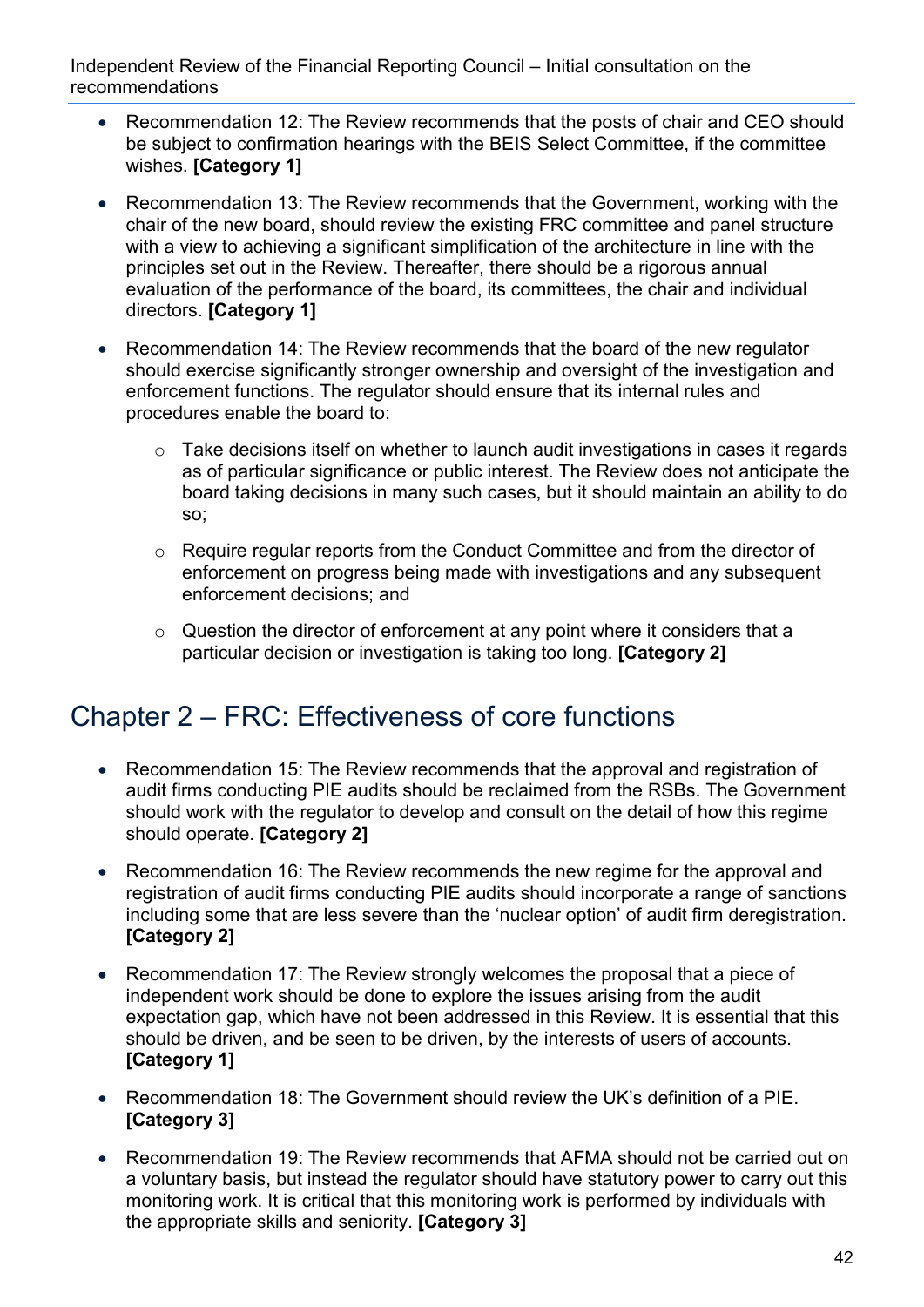- Recommendation 12: The Review recommends that the posts of chair and CEO should be subject to confirmation hearings with the BEIS Select Committee, if the committee wishes. **[Category 1]**

- Recommendation 13: The Review recommends that the Government, working with the chair of the new board, should review the existing FRC committee and panel structure with a view to achieving a significant simplification of the architecture in line with the principles set out in the Review. Thereafter, there should be a rigorous annual evaluation of the performance of the board, its committees, the chair and individual directors. **[Category 1]**

- Recommendation 14: The Review recommends that the board of the new regulator should exercise significantly stronger ownership and oversight of the investigation and enforcement functions. The regulator should ensure that its internal rules and procedures enable the board to:

    - Take decisions itself on whether to launch audit investigations in cases it regards as of particular significance or public interest. The Review does not anticipate the board taking decisions in many such cases, but it should maintain an ability to do so;

    - Require regular reports from the Conduct Committee and from the director of enforcement on progress being made with investigations and any subsequent enforcement decisions; and

    - Question the director of enforcement at any point where it considers that a particular decision or investigation is taking too long. **[Category 2]**

## Chapter 2 – FRC: Effectiveness of core functions

- Recommendation 15: The Review recommends that the approval and registration of audit firms conducting PIE audits should be reclaimed from the RSBs. The Government should work with the regulator to develop and consult on the detail of how this regime should operate. **[Category 2]**

- Recommendation 16: The Review recommends the new regime for the approval and registration of audit firms conducting PIE audits should incorporate a range of sanctions including some that are less severe than the 'nuclear option' of audit firm deregistration. **[Category 2]**

- Recommendation 17: The Review strongly welcomes the proposal that a piece of independent work should be done to explore the issues arising from the audit expectation gap, which have not been addressed in this Review. It is essential that this should be driven, and be seen to be driven, by the interests of users of accounts. **[Category 1]**

- Recommendation 18: The Government should review the UK's definition of a PIE. **[Category 3]**

- Recommendation 19: The Review recommends that AFMA should not be carried out on a voluntary basis, but instead the regulator should have statutory power to carry out this monitoring work. It is critical that this monitoring work is performed by individuals with the appropriate skills and seniority. **[Category 3]**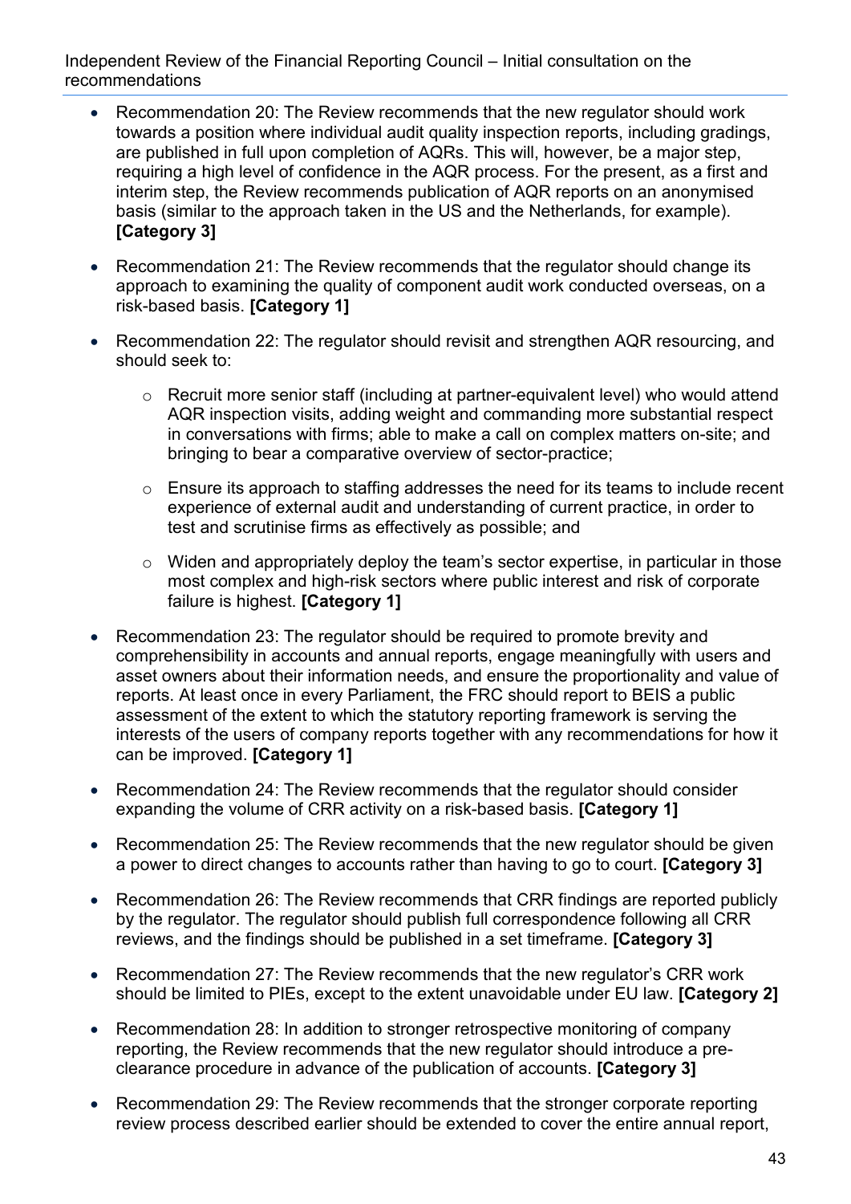- Recommendation 20: The Review recommends that the new regulator should work towards a position where individual audit quality inspection reports, including gradings, are published in full upon completion of AQRs. This will, however, be a major step, requiring a high level of confidence in the AQR process. For the present, as a first and interim step, the Review recommends publication of AQR reports on an anonymised basis (similar to the approach taken in the US and the Netherlands, for example). **[Category 3]**

- Recommendation 21: The Review recommends that the regulator should change its approach to examining the quality of component audit work conducted overseas, on a risk-based basis. **[Category 1]**

- Recommendation 22: The regulator should revisit and strengthen AQR resourcing, and should seek to:

    - Recruit more senior staff (including at partner-equivalent level) who would attend AQR inspection visits, adding weight and commanding more substantial respect in conversations with firms; able to make a call on complex matters on-site; and bringing to bear a comparative overview of sector-practice;

    - Ensure its approach to staffing addresses the need for its teams to include recent experience of external audit and understanding of current practice, in order to test and scrutinise firms as effectively as possible; and

    - Widen and appropriately deploy the team's sector expertise, in particular in those most complex and high-risk sectors where public interest and risk of corporate failure is highest. **[Category 1]**

- Recommendation 23: The regulator should be required to promote brevity and comprehensibility in accounts and annual reports, engage meaningfully with users and asset owners about their information needs, and ensure the proportionality and value of reports. At least once in every Parliament, the FRC should report to BEIS a public assessment of the extent to which the statutory reporting framework is serving the interests of the users of company reports together with any recommendations for how it can be improved. **[Category 1]**

- Recommendation 24: The Review recommends that the regulator should consider expanding the volume of CRR activity on a risk-based basis. **[Category 1]**

- Recommendation 25: The Review recommends that the new regulator should be given a power to direct changes to accounts rather than having to go to court. **[Category 3]**

- Recommendation 26: The Review recommends that CRR findings are reported publicly by the regulator. The regulator should publish full correspondence following all CRR reviews, and the findings should be published in a set timeframe. **[Category 3]**

- Recommendation 27: The Review recommends that the new regulator's CRR work should be limited to PIEs, except to the extent unavoidable under EU law. **[Category 2]**

- Recommendation 28: In addition to stronger retrospective monitoring of company reporting, the Review recommends that the new regulator should introduce a pre-clearance procedure in advance of the publication of accounts. **[Category 3]**

- Recommendation 29: The Review recommends that the stronger corporate reporting review process described earlier should be extended to cover the entire annual report,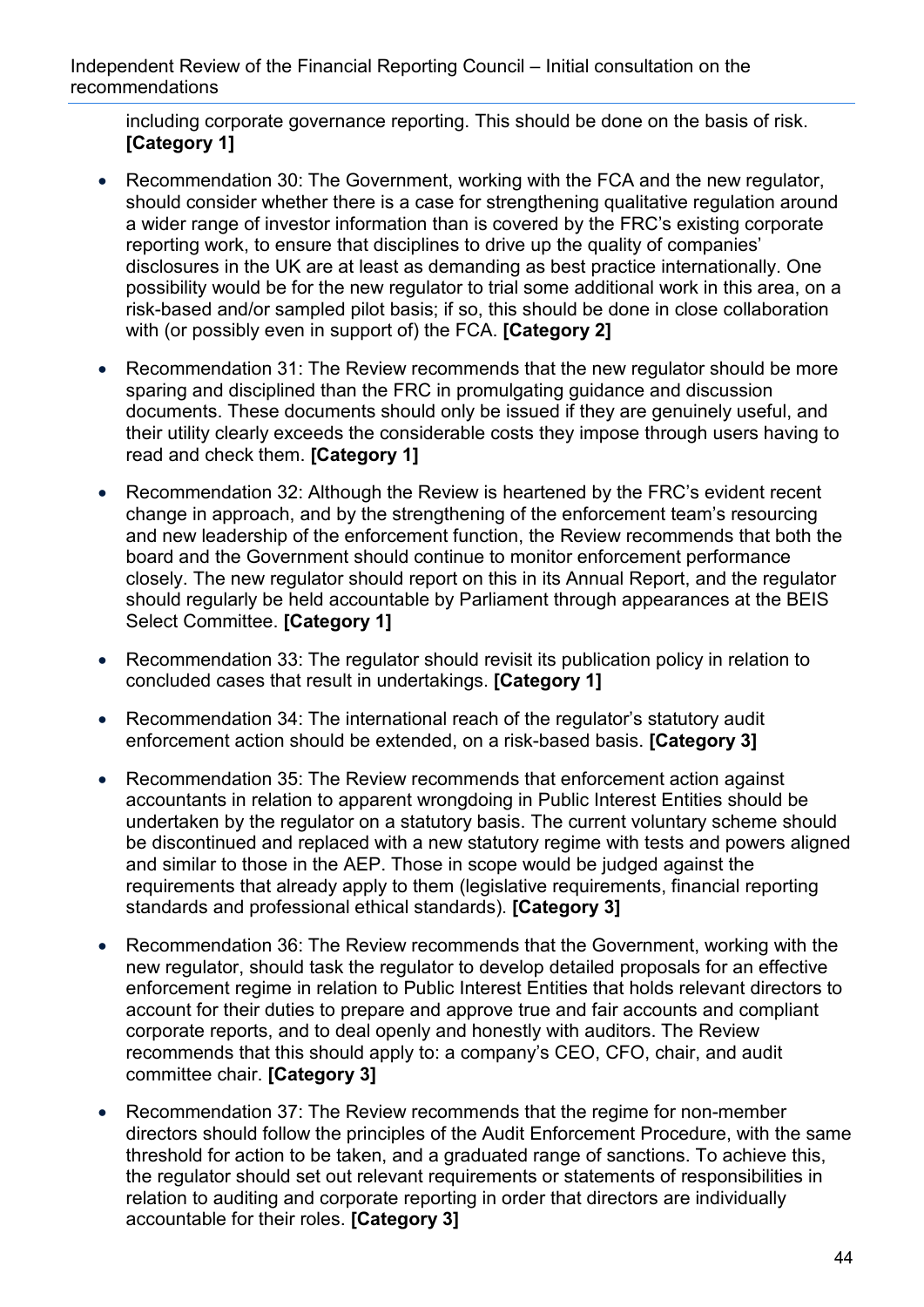including corporate governance reporting. This should be done on the basis of risk. **[Category 1]**

- Recommendation 30: The Government, working with the FCA and the new regulator, should consider whether there is a case for strengthening qualitative regulation around a wider range of investor information than is covered by the FRC's existing corporate reporting work, to ensure that disciplines to drive up the quality of companies' disclosures in the UK are at least as demanding as best practice internationally. One possibility would be for the new regulator to trial some additional work in this area, on a risk-based and/or sampled pilot basis; if so, this should be done in close collaboration with (or possibly even in support of) the FCA. **[Category 2]**

- Recommendation 31: The Review recommends that the new regulator should be more sparing and disciplined than the FRC in promulgating guidance and discussion documents. These documents should only be issued if they are genuinely useful, and their utility clearly exceeds the considerable costs they impose through users having to read and check them. **[Category 1]**

- Recommendation 32: Although the Review is heartened by the FRC's evident recent change in approach, and by the strengthening of the enforcement team's resourcing and new leadership of the enforcement function, the Review recommends that both the board and the Government should continue to monitor enforcement performance closely. The new regulator should report on this in its Annual Report, and the regulator should regularly be held accountable by Parliament through appearances at the BEIS Select Committee. **[Category 1]**

- Recommendation 33: The regulator should revisit its publication policy in relation to concluded cases that result in undertakings. **[Category 1]**

- Recommendation 34: The international reach of the regulator's statutory audit enforcement action should be extended, on a risk-based basis. **[Category 3]**

- Recommendation 35: The Review recommends that enforcement action against accountants in relation to apparent wrongdoing in Public Interest Entities should be undertaken by the regulator on a statutory basis. The current voluntary scheme should be discontinued and replaced with a new statutory regime with tests and powers aligned and similar to those in the AEP. Those in scope would be judged against the requirements that already apply to them (legislative requirements, financial reporting standards and professional ethical standards). **[Category 3]**

- Recommendation 36: The Review recommends that the Government, working with the new regulator, should task the regulator to develop detailed proposals for an effective enforcement regime in relation to Public Interest Entities that holds relevant directors to account for their duties to prepare and approve true and fair accounts and compliant corporate reports, and to deal openly and honestly with auditors. The Review recommends that this should apply to: a company's CEO, CFO, chair, and audit committee chair. **[Category 3]**

- Recommendation 37: The Review recommends that the regime for non-member directors should follow the principles of the Audit Enforcement Procedure, with the same threshold for action to be taken, and a graduated range of sanctions. To achieve this, the regulator should set out relevant requirements or statements of responsibilities in relation to auditing and corporate reporting in order that directors are individually accountable for their roles. **[Category 3]**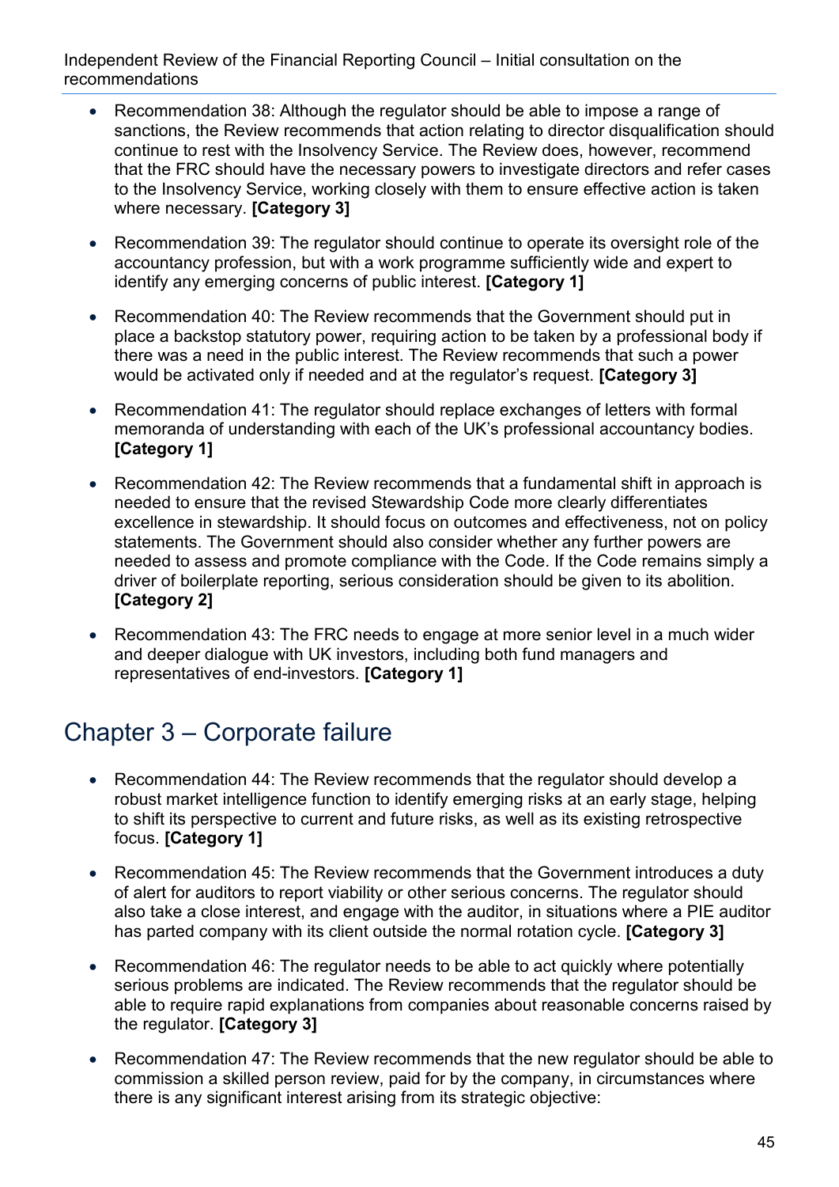- Recommendation 38: Although the regulator should be able to impose a range of sanctions, the Review recommends that action relating to director disqualification should continue to rest with the Insolvency Service. The Review does, however, recommend that the FRC should have the necessary powers to investigate directors and refer cases to the Insolvency Service, working closely with them to ensure effective action is taken where necessary. **[Category 3]**

- Recommendation 39: The regulator should continue to operate its oversight role of the accountancy profession, but with a work programme sufficiently wide and expert to identify any emerging concerns of public interest. **[Category 1]**

- Recommendation 40: The Review recommends that the Government should put in place a backstop statutory power, requiring action to be taken by a professional body if there was a need in the public interest. The Review recommends that such a power would be activated only if needed and at the regulator's request. **[Category 3]**

- Recommendation 41: The regulator should replace exchanges of letters with formal memoranda of understanding with each of the UK's professional accountancy bodies. **[Category 1]**

- Recommendation 42: The Review recommends that a fundamental shift in approach is needed to ensure that the revised Stewardship Code more clearly differentiates excellence in stewardship. It should focus on outcomes and effectiveness, not on policy statements. The Government should also consider whether any further powers are needed to assess and promote compliance with the Code. If the Code remains simply a driver of boilerplate reporting, serious consideration should be given to its abolition. **[Category 2]**

- Recommendation 43: The FRC needs to engage at more senior level in a much wider and deeper dialogue with UK investors, including both fund managers and representatives of end-investors. **[Category 1]**

## Chapter 3 – Corporate failure

- Recommendation 44: The Review recommends that the regulator should develop a robust market intelligence function to identify emerging risks at an early stage, helping to shift its perspective to current and future risks, as well as its existing retrospective focus. **[Category 1]**

- Recommendation 45: The Review recommends that the Government introduces a duty of alert for auditors to report viability or other serious concerns. The regulator should also take a close interest, and engage with the auditor, in situations where a PIE auditor has parted company with its client outside the normal rotation cycle. **[Category 3]**

- Recommendation 46: The regulator needs to be able to act quickly where potentially serious problems are indicated. The Review recommends that the regulator should be able to require rapid explanations from companies about reasonable concerns raised by the regulator. **[Category 3]**

- Recommendation 47: The Review recommends that the new regulator should be able to commission a skilled person review, paid for by the company, in circumstances where there is any significant interest arising from its strategic objective: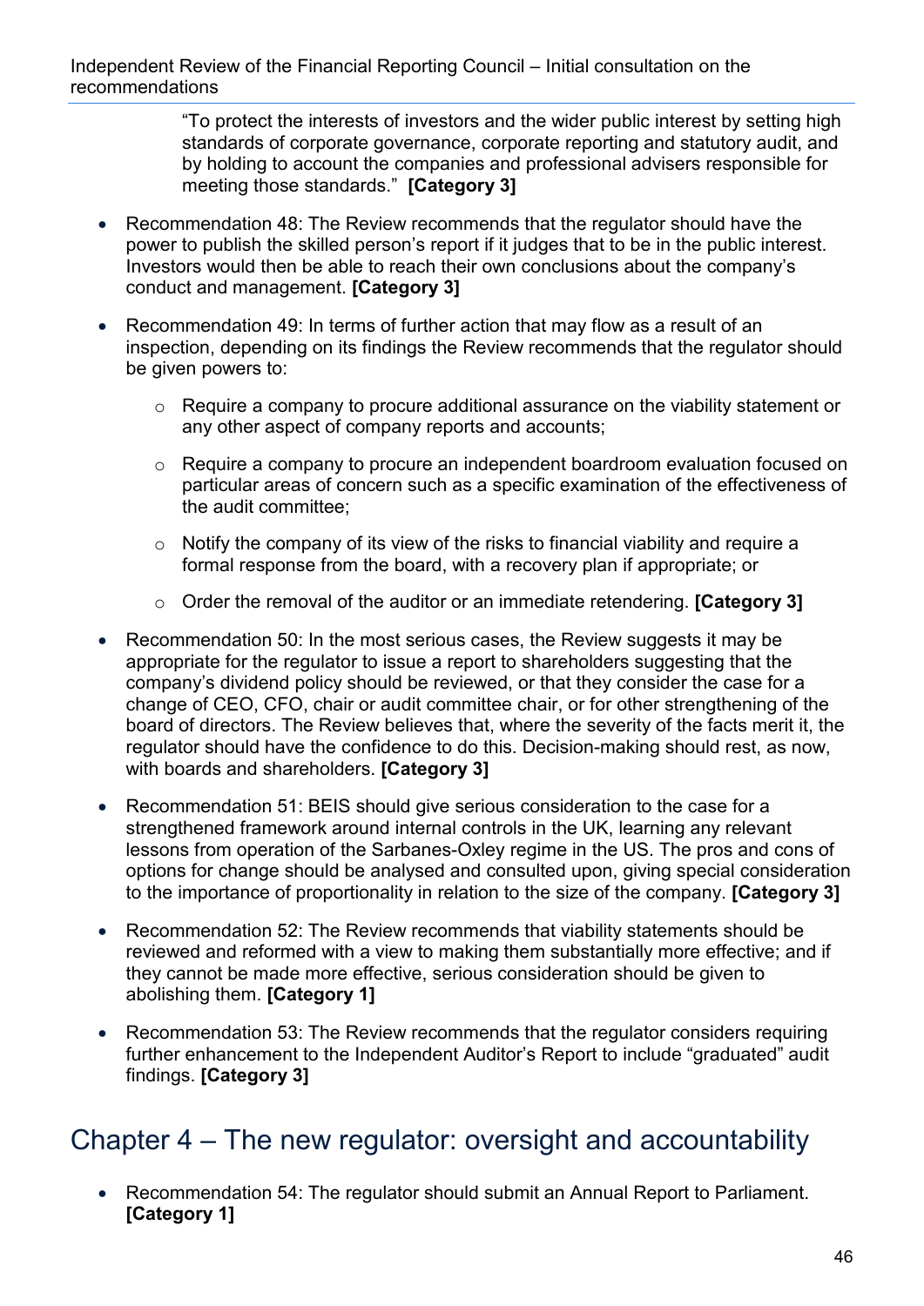"To protect the interests of investors and the wider public interest by setting high standards of corporate governance, corporate reporting and statutory audit, and by holding to account the companies and professional advisers responsible for meeting those standards." **[Category 3]**

- Recommendation 48: The Review recommends that the regulator should have the power to publish the skilled person's report if it judges that to be in the public interest. Investors would then be able to reach their own conclusions about the company's conduct and management. **[Category 3]**

- Recommendation 49: In terms of further action that may flow as a result of an inspection, depending on its findings the Review recommends that the regulator should be given powers to:

  - Require a company to procure additional assurance on the viability statement or any other aspect of company reports and accounts;

  - Require a company to procure an independent boardroom evaluation focused on particular areas of concern such as a specific examination of the effectiveness of the audit committee;

  - Notify the company of its view of the risks to financial viability and require a formal response from the board, with a recovery plan if appropriate; or

  - Order the removal of the auditor or an immediate retendering. **[Category 3]**

- Recommendation 50: In the most serious cases, the Review suggests it may be appropriate for the regulator to issue a report to shareholders suggesting that the company's dividend policy should be reviewed, or that they consider the case for a change of CEO, CFO, chair or audit committee chair, or for other strengthening of the board of directors. The Review believes that, where the severity of the facts merit it, the regulator should have the confidence to do this. Decision-making should rest, as now, with boards and shareholders. **[Category 3]**

- Recommendation 51: BEIS should give serious consideration to the case for a strengthened framework around internal controls in the UK, learning any relevant lessons from operation of the Sarbanes-Oxley regime in the US. The pros and cons of options for change should be analysed and consulted upon, giving special consideration to the importance of proportionality in relation to the size of the company. **[Category 3]**

- Recommendation 52: The Review recommends that viability statements should be reviewed and reformed with a view to making them substantially more effective; and if they cannot be made more effective, serious consideration should be given to abolishing them. **[Category 1]**

- Recommendation 53: The Review recommends that the regulator considers requiring further enhancement to the Independent Auditor's Report to include "graduated" audit findings. **[Category 3]**

## Chapter 4 – The new regulator: oversight and accountability

- Recommendation 54: The regulator should submit an Annual Report to Parliament. **[Category 1]**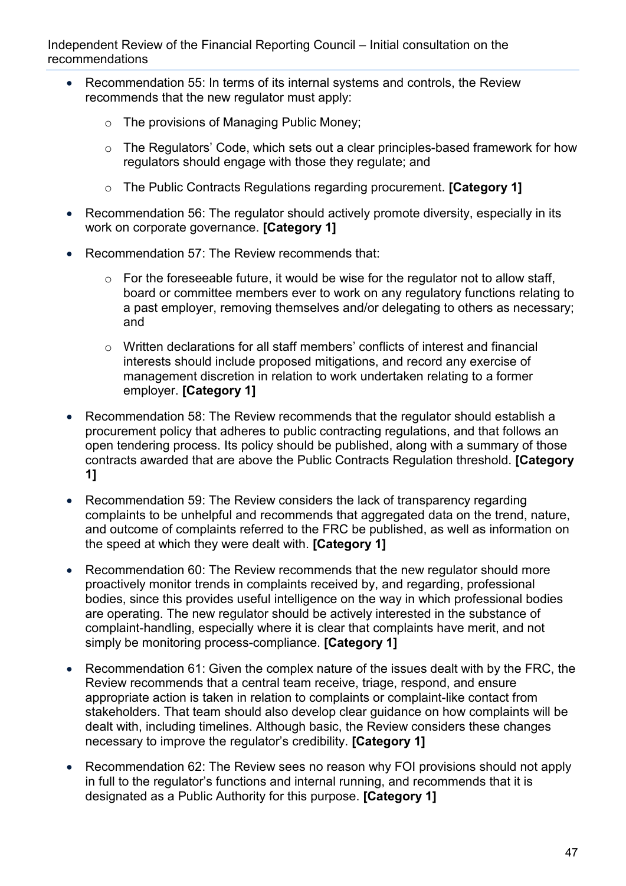- Recommendation 55: In terms of its internal systems and controls, the Review recommends that the new regulator must apply:
    - The provisions of Managing Public Money;
    - The Regulators' Code, which sets out a clear principles-based framework for how regulators should engage with those they regulate; and
    - The Public Contracts Regulations regarding procurement. **[Category 1]**
- Recommendation 56: The regulator should actively promote diversity, especially in its work on corporate governance. **[Category 1]**
- Recommendation 57: The Review recommends that:
    - For the foreseeable future, it would be wise for the regulator not to allow staff, board or committee members ever to work on any regulatory functions relating to a past employer, removing themselves and/or delegating to others as necessary; and
    - Written declarations for all staff members' conflicts of interest and financial interests should include proposed mitigations, and record any exercise of management discretion in relation to work undertaken relating to a former employer. **[Category 1]**
- Recommendation 58: The Review recommends that the regulator should establish a procurement policy that adheres to public contracting regulations, and that follows an open tendering process. Its policy should be published, along with a summary of those contracts awarded that are above the Public Contracts Regulation threshold. **[Category 1]**
- Recommendation 59: The Review considers the lack of transparency regarding complaints to be unhelpful and recommends that aggregated data on the trend, nature, and outcome of complaints referred to the FRC be published, as well as information on the speed at which they were dealt with. **[Category 1]**
- Recommendation 60: The Review recommends that the new regulator should more proactively monitor trends in complaints received by, and regarding, professional bodies, since this provides useful intelligence on the way in which professional bodies are operating. The new regulator should be actively interested in the substance of complaint-handling, especially where it is clear that complaints have merit, and not simply be monitoring process-compliance. **[Category 1]**
- Recommendation 61: Given the complex nature of the issues dealt with by the FRC, the Review recommends that a central team receive, triage, respond, and ensure appropriate action is taken in relation to complaints or complaint-like contact from stakeholders. That team should also develop clear guidance on how complaints will be dealt with, including timelines. Although basic, the Review considers these changes necessary to improve the regulator's credibility. **[Category 1]**
- Recommendation 62: The Review sees no reason why FOI provisions should not apply in full to the regulator's functions and internal running, and recommends that it is designated as a Public Authority for this purpose. **[Category 1]**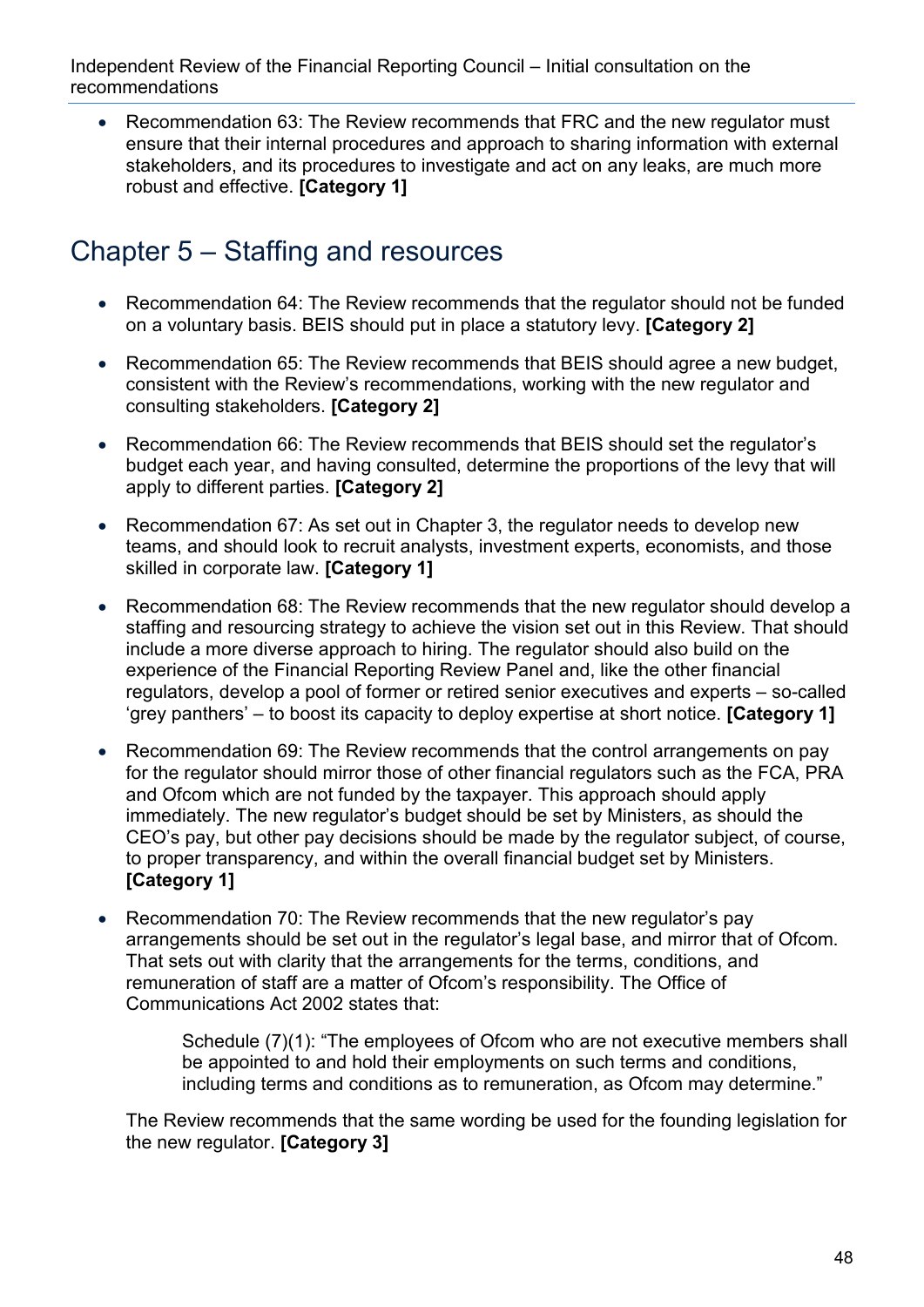- Recommendation 63: The Review recommends that FRC and the new regulator must ensure that their internal procedures and approach to sharing information with external stakeholders, and its procedures to investigate and act on any leaks, are much more robust and effective. **[Category 1]**

## Chapter 5 – Staffing and resources

- Recommendation 64: The Review recommends that the regulator should not be funded on a voluntary basis. BEIS should put in place a statutory levy. **[Category 2]**
- Recommendation 65: The Review recommends that BEIS should agree a new budget, consistent with the Review's recommendations, working with the new regulator and consulting stakeholders. **[Category 2]**
- Recommendation 66: The Review recommends that BEIS should set the regulator's budget each year, and having consulted, determine the proportions of the levy that will apply to different parties. **[Category 2]**
- Recommendation 67: As set out in Chapter 3, the regulator needs to develop new teams, and should look to recruit analysts, investment experts, economists, and those skilled in corporate law. **[Category 1]**
- Recommendation 68: The Review recommends that the new regulator should develop a staffing and resourcing strategy to achieve the vision set out in this Review. That should include a more diverse approach to hiring. The regulator should also build on the experience of the Financial Reporting Review Panel and, like the other financial regulators, develop a pool of former or retired senior executives and experts – so-called 'grey panthers' – to boost its capacity to deploy expertise at short notice. **[Category 1]**
- Recommendation 69: The Review recommends that the control arrangements on pay for the regulator should mirror those of other financial regulators such as the FCA, PRA and Ofcom which are not funded by the taxpayer. This approach should apply immediately. The new regulator's budget should be set by Ministers, as should the CEO's pay, but other pay decisions should be made by the regulator subject, of course, to proper transparency, and within the overall financial budget set by Ministers. **[Category 1]**
- Recommendation 70: The Review recommends that the new regulator's pay arrangements should be set out in the regulator's legal base, and mirror that of Ofcom. That sets out with clarity that the arrangements for the terms, conditions, and remuneration of staff are a matter of Ofcom's responsibility. The Office of Communications Act 2002 states that:

  > Schedule (7)(1): "The employees of Ofcom who are not executive members shall be appointed to and hold their employments on such terms and conditions, including terms and conditions as to remuneration, as Ofcom may determine."

  The Review recommends that the same wording be used for the founding legislation for the new regulator. **[Category 3]**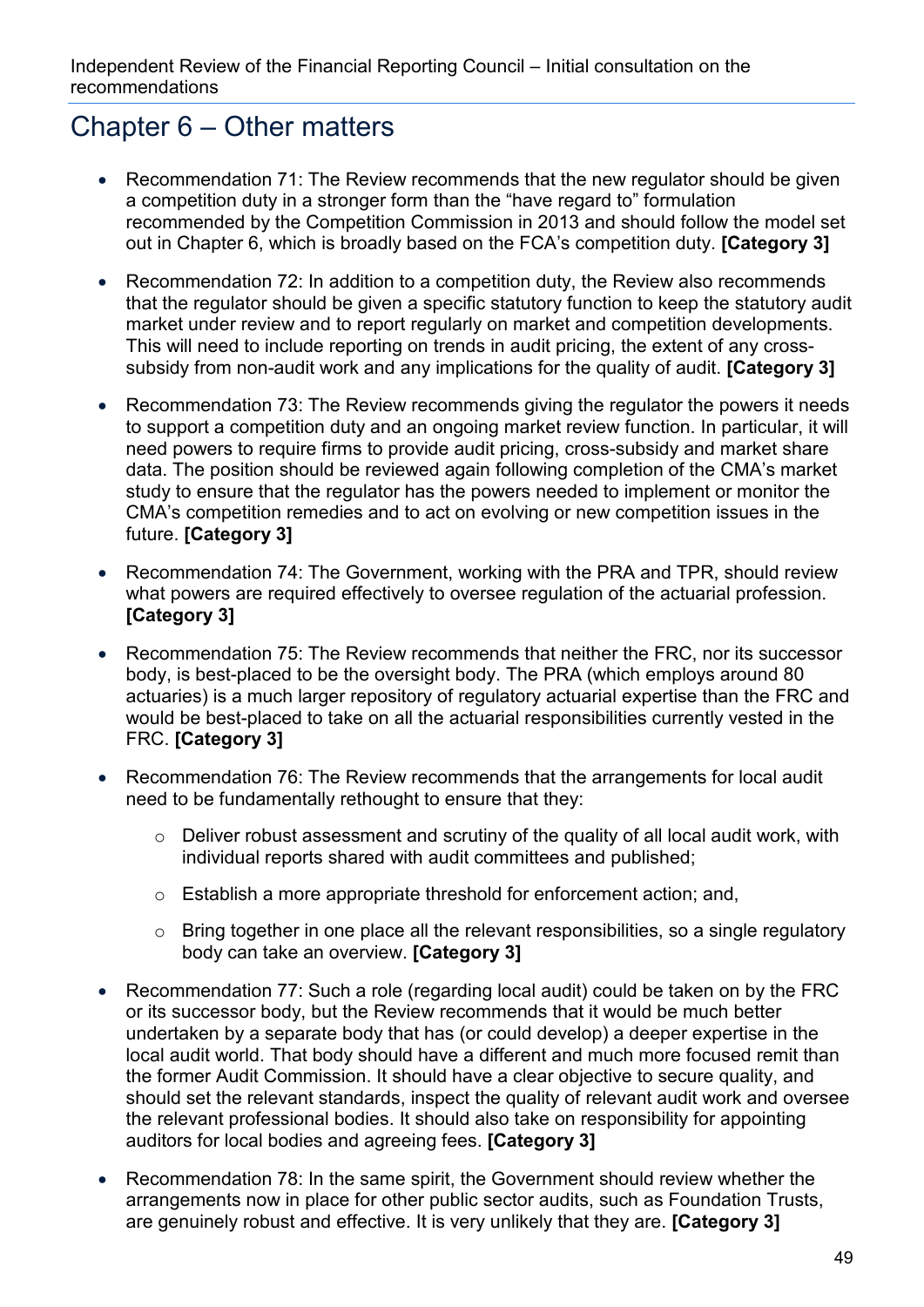# Chapter 6 – Other matters

- Recommendation 71: The Review recommends that the new regulator should be given a competition duty in a stronger form than the "have regard to" formulation recommended by the Competition Commission in 2013 and should follow the model set out in Chapter 6, which is broadly based on the FCA's competition duty. **[Category 3]**
- Recommendation 72: In addition to a competition duty, the Review also recommends that the regulator should be given a specific statutory function to keep the statutory audit market under review and to report regularly on market and competition developments. This will need to include reporting on trends in audit pricing, the extent of any cross-subsidy from non-audit work and any implications for the quality of audit. **[Category 3]**
- Recommendation 73: The Review recommends giving the regulator the powers it needs to support a competition duty and an ongoing market review function. In particular, it will need powers to require firms to provide audit pricing, cross-subsidy and market share data. The position should be reviewed again following completion of the CMA's market study to ensure that the regulator has the powers needed to implement or monitor the CMA's competition remedies and to act on evolving or new competition issues in the future. **[Category 3]**
- Recommendation 74: The Government, working with the PRA and TPR, should review what powers are required effectively to oversee regulation of the actuarial profession. **[Category 3]**
- Recommendation 75: The Review recommends that neither the FRC, nor its successor body, is best-placed to be the oversight body. The PRA (which employs around 80 actuaries) is a much larger repository of regulatory actuarial expertise than the FRC and would be best-placed to take on all the actuarial responsibilities currently vested in the FRC. **[Category 3]**
- Recommendation 76: The Review recommends that the arrangements for local audit need to be fundamentally rethought to ensure that they:
    - Deliver robust assessment and scrutiny of the quality of all local audit work, with individual reports shared with audit committees and published;
    - Establish a more appropriate threshold for enforcement action; and,
    - Bring together in one place all the relevant responsibilities, so a single regulatory body can take an overview. **[Category 3]**
- Recommendation 77: Such a role (regarding local audit) could be taken on by the FRC or its successor body, but the Review recommends that it would be much better undertaken by a separate body that has (or could develop) a deeper expertise in the local audit world. That body should have a different and much more focused remit than the former Audit Commission. It should have a clear objective to secure quality, and should set the relevant standards, inspect the quality of relevant audit work and oversee the relevant professional bodies. It should also take on responsibility for appointing auditors for local bodies and agreeing fees. **[Category 3]**
- Recommendation 78: In the same spirit, the Government should review whether the arrangements now in place for other public sector audits, such as Foundation Trusts, are genuinely robust and effective. It is very unlikely that they are. **[Category 3]**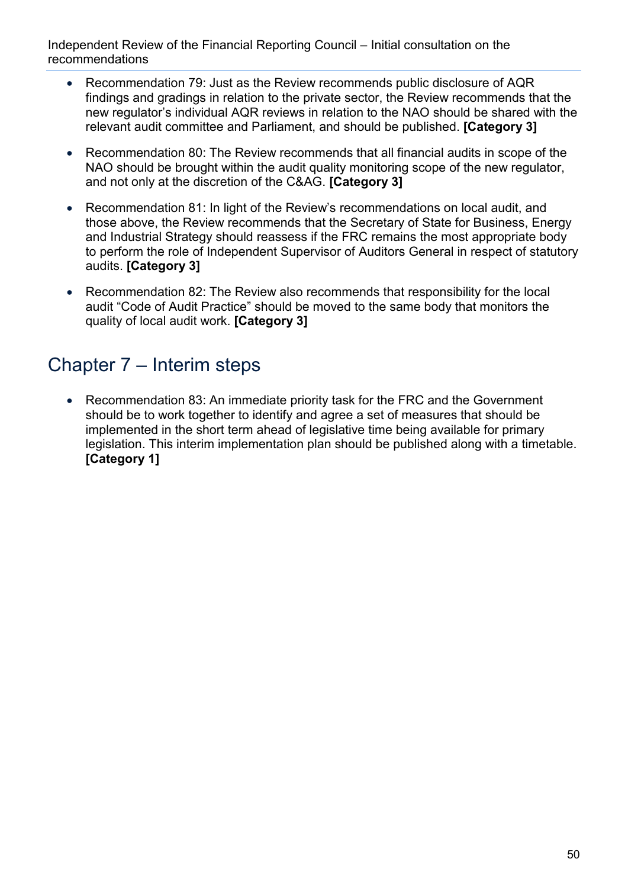- Recommendation 79: Just as the Review recommends public disclosure of AQR findings and gradings in relation to the private sector, the Review recommends that the new regulator's individual AQR reviews in relation to the NAO should be shared with the relevant audit committee and Parliament, and should be published. **[Category 3]**

- Recommendation 80: The Review recommends that all financial audits in scope of the NAO should be brought within the audit quality monitoring scope of the new regulator, and not only at the discretion of the C&AG. **[Category 3]**

- Recommendation 81: In light of the Review's recommendations on local audit, and those above, the Review recommends that the Secretary of State for Business, Energy and Industrial Strategy should reassess if the FRC remains the most appropriate body to perform the role of Independent Supervisor of Auditors General in respect of statutory audits. **[Category 3]**

- Recommendation 82: The Review also recommends that responsibility for the local audit "Code of Audit Practice" should be moved to the same body that monitors the quality of local audit work. **[Category 3]**

## Chapter 7 – Interim steps

- Recommendation 83: An immediate priority task for the FRC and the Government should be to work together to identify and agree a set of measures that should be implemented in the short term ahead of legislative time being available for primary legislation. This interim implementation plan should be published along with a timetable. **[Category 1]**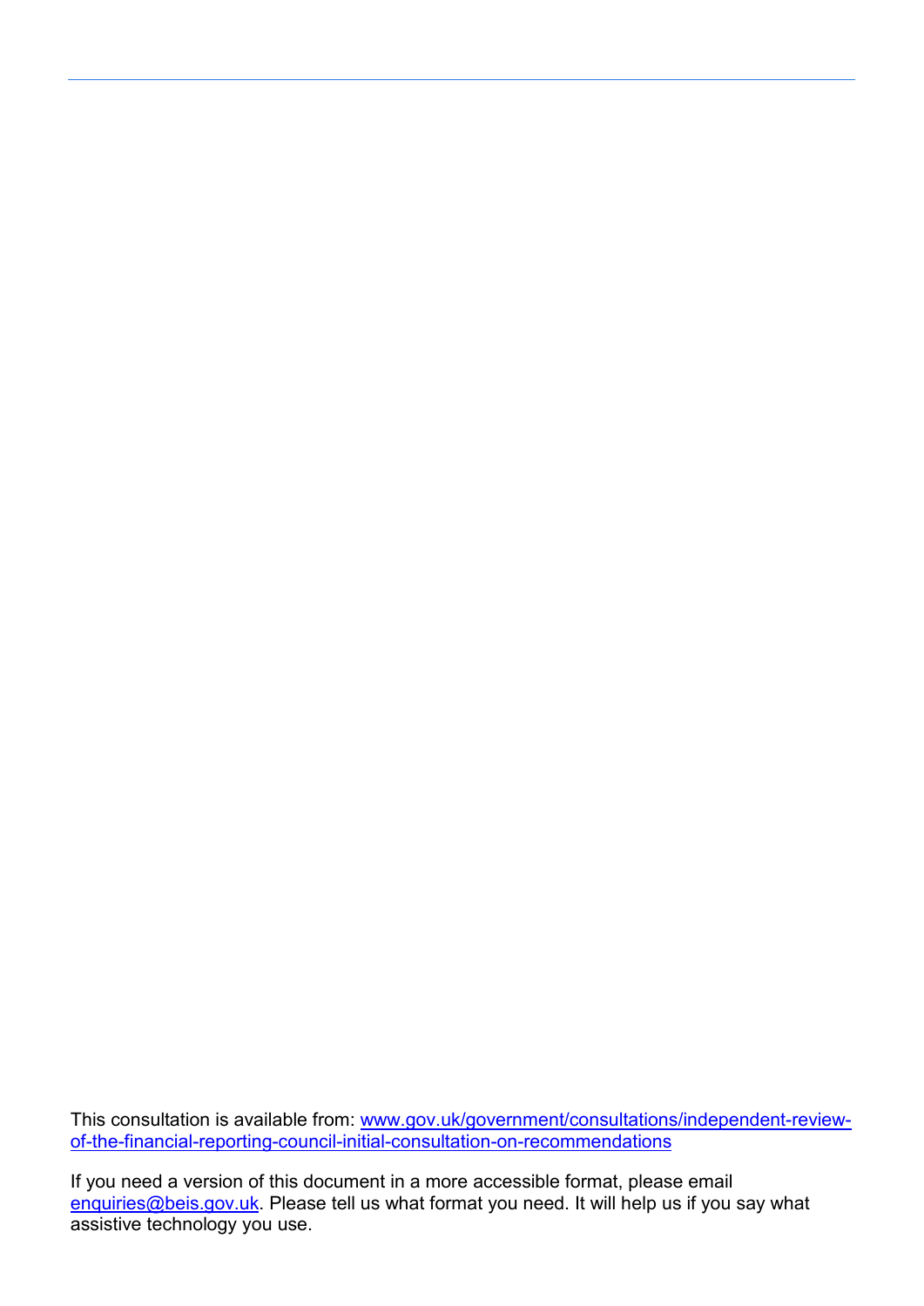This consultation is available from: [www.gov.uk/government/consultations/independent-review-of-the-financial-reporting-council-initial-consultation-on-recommendations](https://www.gov.uk/government/consultations/independent-review-of-the-financial-reporting-council-initial-consultation-on-recommendations)

If you need a version of this document in a more accessible format, please email [enquiries@beis.gov.uk](mailto:enquiries@beis.gov.uk). Please tell us what format you need. It will help us if you say what assistive technology you use.